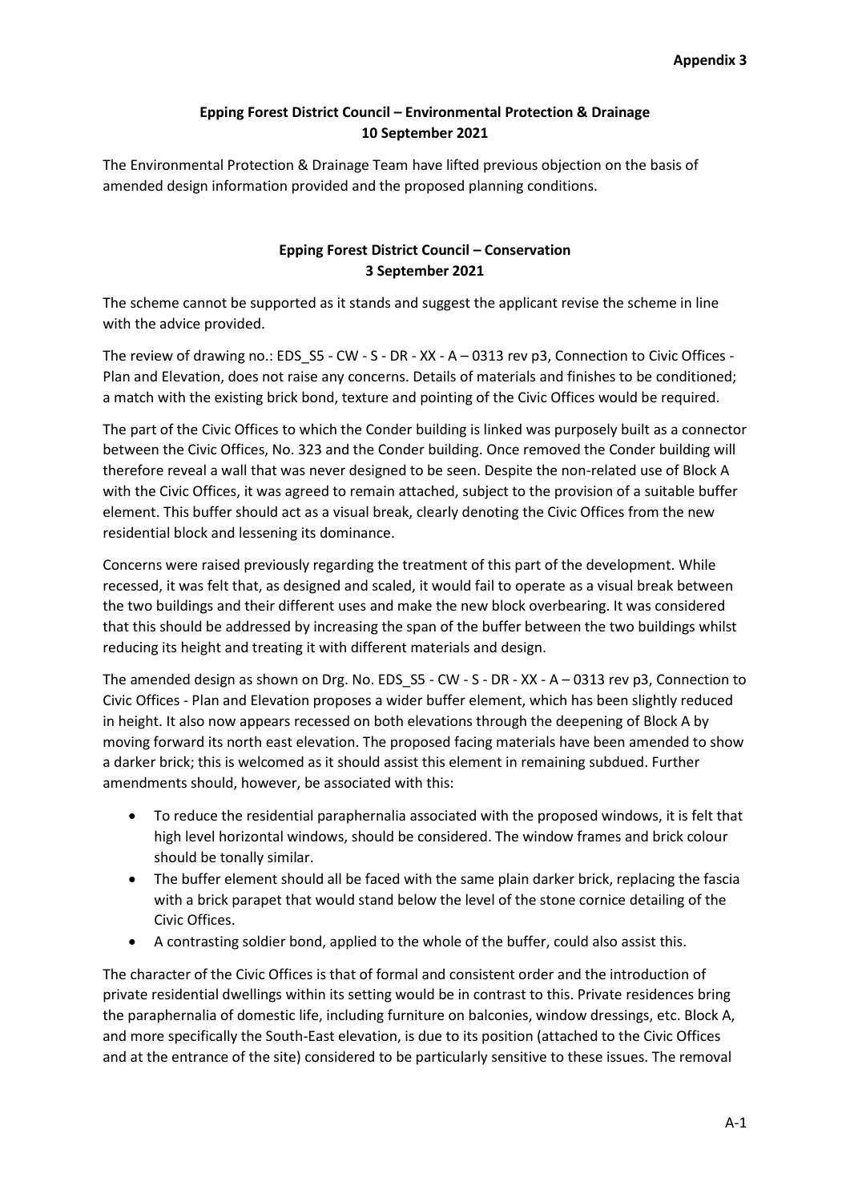**Appendix 3**

**Epping Forest District Council – Environmental Protection & Drainage**
**10 September 2021**

The Environmental Protection & Drainage Team have lifted previous objection on the basis of amended design information provided and the proposed planning conditions.

**Epping Forest District Council – Conservation**
**3 September 2021**

The scheme cannot be supported as it stands and suggest the applicant revise the scheme in line with the advice provided.

The review of drawing no.: EDS_S5 - CW - S - DR - XX - A – 0313 rev p3, Connection to Civic Offices - Plan and Elevation, does not raise any concerns. Details of materials and finishes to be conditioned; a match with the existing brick bond, texture and pointing of the Civic Offices would be required.

The part of the Civic Offices to which the Conder building is linked was purposely built as a connector between the Civic Offices, No. 323 and the Conder building. Once removed the Conder building will therefore reveal a wall that was never designed to be seen. Despite the non-related use of Block A with the Civic Offices, it was agreed to remain attached, subject to the provision of a suitable buffer element. This buffer should act as a visual break, clearly denoting the Civic Offices from the new residential block and lessening its dominance.

Concerns were raised previously regarding the treatment of this part of the development. While recessed, it was felt that, as designed and scaled, it would fail to operate as a visual break between the two buildings and their different uses and make the new block overbearing. It was considered that this should be addressed by increasing the span of the buffer between the two buildings whilst reducing its height and treating it with different materials and design.

The amended design as shown on Drg. No. EDS_S5 - CW - S - DR - XX - A – 0313 rev p3, Connection to Civic Offices - Plan and Elevation proposes a wider buffer element, which has been slightly reduced in height. It also now appears recessed on both elevations through the deepening of Block A by moving forward its north east elevation. The proposed facing materials have been amended to show a darker brick; this is welcomed as it should assist this element in remaining subdued. Further amendments should, however, be associated with this:

- To reduce the residential paraphernalia associated with the proposed windows, it is felt that high level horizontal windows, should be considered. The window frames and brick colour should be tonally similar.
- The buffer element should all be faced with the same plain darker brick, replacing the fascia with a brick parapet that would stand below the level of the stone cornice detailing of the Civic Offices.
- A contrasting soldier bond, applied to the whole of the buffer, could also assist this.

The character of the Civic Offices is that of formal and consistent order and the introduction of private residential dwellings within its setting would be in contrast to this. Private residences bring the paraphernalia of domestic life, including furniture on balconies, window dressings, etc. Block A, and more specifically the South-East elevation, is due to its position (attached to the Civic Offices and at the entrance of the site) considered to be particularly sensitive to these issues. The removal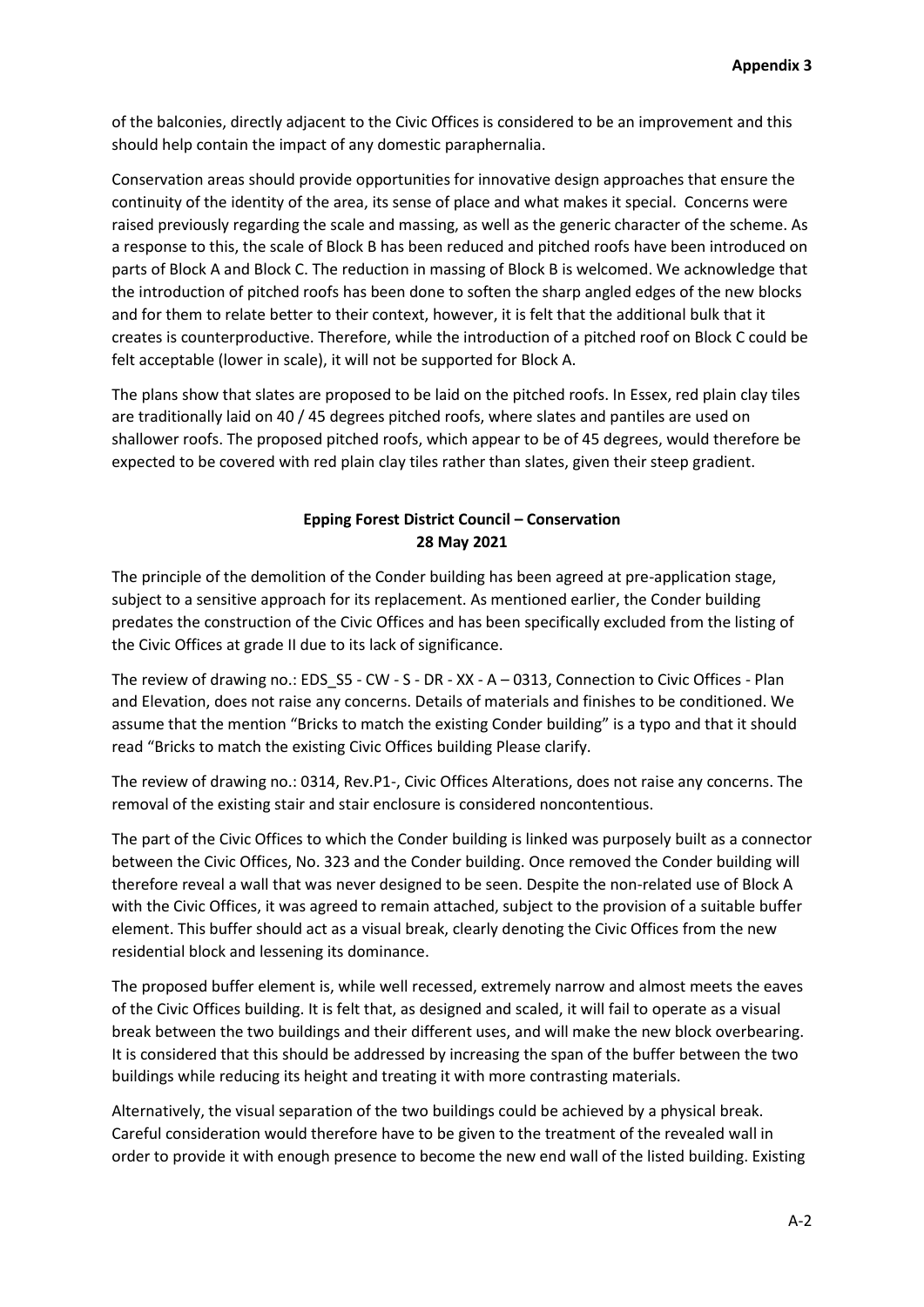of the balconies, directly adjacent to the Civic Offices is considered to be an improvement and this should help contain the impact of any domestic paraphernalia.

Conservation areas should provide opportunities for innovative design approaches that ensure the continuity of the identity of the area, its sense of place and what makes it special. Concerns were raised previously regarding the scale and massing, as well as the generic character of the scheme. As a response to this, the scale of Block B has been reduced and pitched roofs have been introduced on parts of Block A and Block C. The reduction in massing of Block B is welcomed. We acknowledge that the introduction of pitched roofs has been done to soften the sharp angled edges of the new blocks and for them to relate better to their context, however, it is felt that the additional bulk that it creates is counterproductive. Therefore, while the introduction of a pitched roof on Block C could be felt acceptable (lower in scale), it will not be supported for Block A.

The plans show that slates are proposed to be laid on the pitched roofs. In Essex, red plain clay tiles are traditionally laid on 40 / 45 degrees pitched roofs, where slates and pantiles are used on shallower roofs. The proposed pitched roofs, which appear to be of 45 degrees, would therefore be expected to be covered with red plain clay tiles rather than slates, given their steep gradient.

**Epping Forest District Council – Conservation**
**28 May 2021**

The principle of the demolition of the Conder building has been agreed at pre-application stage, subject to a sensitive approach for its replacement. As mentioned earlier, the Conder building predates the construction of the Civic Offices and has been specifically excluded from the listing of the Civic Offices at grade II due to its lack of significance.

The review of drawing no.: EDS_S5 - CW - S - DR - XX - A – 0313, Connection to Civic Offices - Plan and Elevation, does not raise any concerns. Details of materials and finishes to be conditioned. We assume that the mention "Bricks to match the existing Conder building" is a typo and that it should read "Bricks to match the existing Civic Offices building Please clarify.

The review of drawing no.: 0314, Rev.P1-, Civic Offices Alterations, does not raise any concerns. The removal of the existing stair and stair enclosure is considered noncontentious.

The part of the Civic Offices to which the Conder building is linked was purposely built as a connector between the Civic Offices, No. 323 and the Conder building. Once removed the Conder building will therefore reveal a wall that was never designed to be seen. Despite the non-related use of Block A with the Civic Offices, it was agreed to remain attached, subject to the provision of a suitable buffer element. This buffer should act as a visual break, clearly denoting the Civic Offices from the new residential block and lessening its dominance.

The proposed buffer element is, while well recessed, extremely narrow and almost meets the eaves of the Civic Offices building. It is felt that, as designed and scaled, it will fail to operate as a visual break between the two buildings and their different uses, and will make the new block overbearing. It is considered that this should be addressed by increasing the span of the buffer between the two buildings while reducing its height and treating it with more contrasting materials.

Alternatively, the visual separation of the two buildings could be achieved by a physical break. Careful consideration would therefore have to be given to the treatment of the revealed wall in order to provide it with enough presence to become the new end wall of the listed building. Existing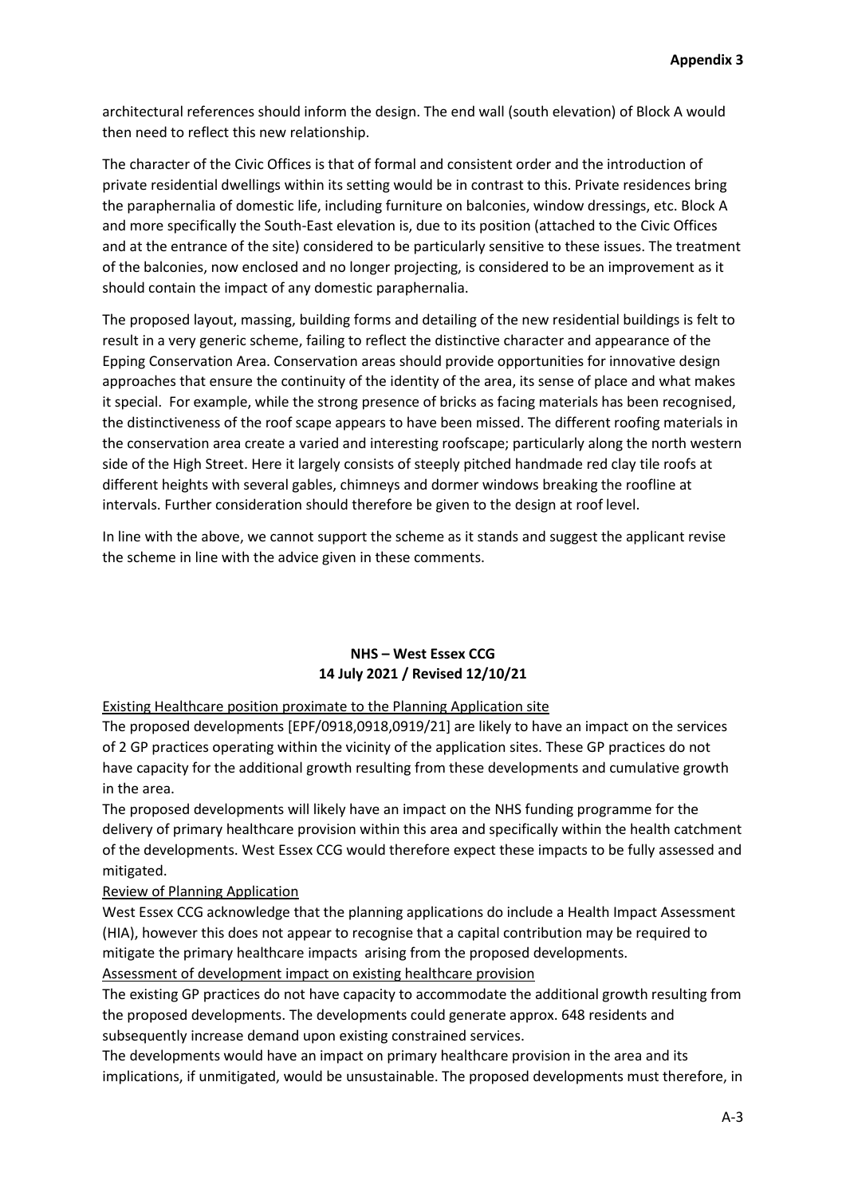architectural references should inform the design. The end wall (south elevation) of Block A would then need to reflect this new relationship.

The character of the Civic Offices is that of formal and consistent order and the introduction of private residential dwellings within its setting would be in contrast to this. Private residences bring the paraphernalia of domestic life, including furniture on balconies, window dressings, etc. Block A and more specifically the South-East elevation is, due to its position (attached to the Civic Offices and at the entrance of the site) considered to be particularly sensitive to these issues. The treatment of the balconies, now enclosed and no longer projecting, is considered to be an improvement as it should contain the impact of any domestic paraphernalia.

The proposed layout, massing, building forms and detailing of the new residential buildings is felt to result in a very generic scheme, failing to reflect the distinctive character and appearance of the Epping Conservation Area. Conservation areas should provide opportunities for innovative design approaches that ensure the continuity of the identity of the area, its sense of place and what makes it special. For example, while the strong presence of bricks as facing materials has been recognised, the distinctiveness of the roof scape appears to have been missed. The different roofing materials in the conservation area create a varied and interesting roofscape; particularly along the north western side of the High Street. Here it largely consists of steeply pitched handmade red clay tile roofs at different heights with several gables, chimneys and dormer windows breaking the roofline at intervals. Further consideration should therefore be given to the design at roof level.

In line with the above, we cannot support the scheme as it stands and suggest the applicant revise the scheme in line with the advice given in these comments.

**NHS – West Essex CCG**
**14 July 2021 / Revised 12/10/21**

Existing Healthcare position proximate to the Planning Application site

The proposed developments [EPF/0918,0918,0919/21] are likely to have an impact on the services of 2 GP practices operating within the vicinity of the application sites. These GP practices do not have capacity for the additional growth resulting from these developments and cumulative growth in the area.

The proposed developments will likely have an impact on the NHS funding programme for the delivery of primary healthcare provision within this area and specifically within the health catchment of the developments. West Essex CCG would therefore expect these impacts to be fully assessed and mitigated.

Review of Planning Application

West Essex CCG acknowledge that the planning applications do include a Health Impact Assessment (HIA), however this does not appear to recognise that a capital contribution may be required to mitigate the primary healthcare impacts arising from the proposed developments.

Assessment of development impact on existing healthcare provision

The existing GP practices do not have capacity to accommodate the additional growth resulting from the proposed developments. The developments could generate approx. 648 residents and subsequently increase demand upon existing constrained services.

The developments would have an impact on primary healthcare provision in the area and its implications, if unmitigated, would be unsustainable. The proposed developments must therefore, in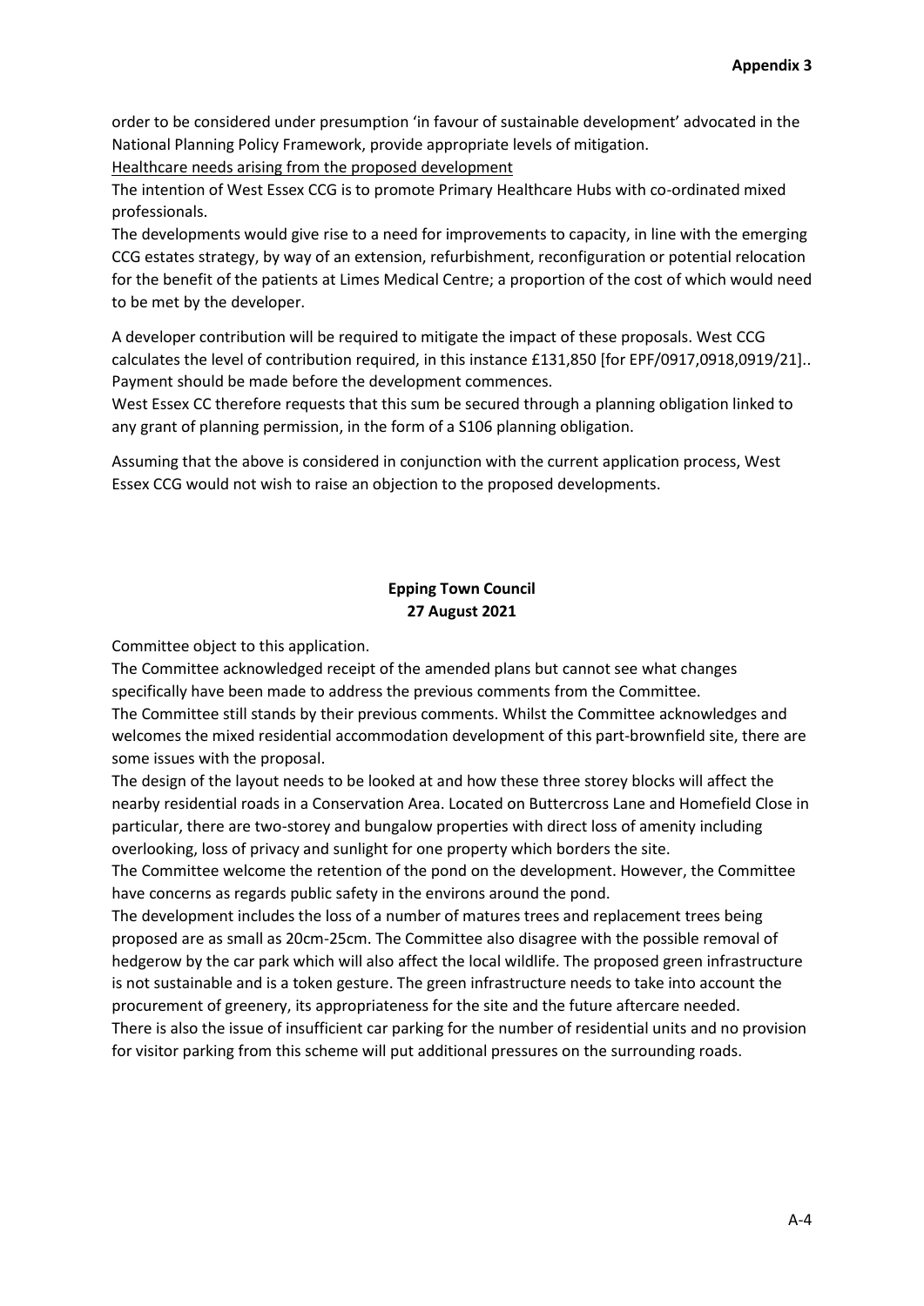order to be considered under presumption 'in favour of sustainable development' advocated in the National Planning Policy Framework, provide appropriate levels of mitigation.

Healthcare needs arising from the proposed development

The intention of West Essex CCG is to promote Primary Healthcare Hubs with co-ordinated mixed professionals.

The developments would give rise to a need for improvements to capacity, in line with the emerging CCG estates strategy, by way of an extension, refurbishment, reconfiguration or potential relocation for the benefit of the patients at Limes Medical Centre; a proportion of the cost of which would need to be met by the developer.

A developer contribution will be required to mitigate the impact of these proposals. West CCG calculates the level of contribution required, in this instance £131,850 [for EPF/0917,0918,0919/21].. Payment should be made before the development commences.

West Essex CC therefore requests that this sum be secured through a planning obligation linked to any grant of planning permission, in the form of a S106 planning obligation.

Assuming that the above is considered in conjunction with the current application process, West Essex CCG would not wish to raise an objection to the proposed developments.

**Epping Town Council**
**27 August 2021**

Committee object to this application.

The Committee acknowledged receipt of the amended plans but cannot see what changes specifically have been made to address the previous comments from the Committee.

The Committee still stands by their previous comments. Whilst the Committee acknowledges and welcomes the mixed residential accommodation development of this part-brownfield site, there are some issues with the proposal.

The design of the layout needs to be looked at and how these three storey blocks will affect the nearby residential roads in a Conservation Area. Located on Buttercross Lane and Homefield Close in particular, there are two-storey and bungalow properties with direct loss of amenity including overlooking, loss of privacy and sunlight for one property which borders the site.

The Committee welcome the retention of the pond on the development. However, the Committee have concerns as regards public safety in the environs around the pond.

The development includes the loss of a number of matures trees and replacement trees being proposed are as small as 20cm-25cm. The Committee also disagree with the possible removal of hedgerow by the car park which will also affect the local wildlife. The proposed green infrastructure is not sustainable and is a token gesture. The green infrastructure needs to take into account the procurement of greenery, its appropriateness for the site and the future aftercare needed.

There is also the issue of insufficient car parking for the number of residential units and no provision for visitor parking from this scheme will put additional pressures on the surrounding roads.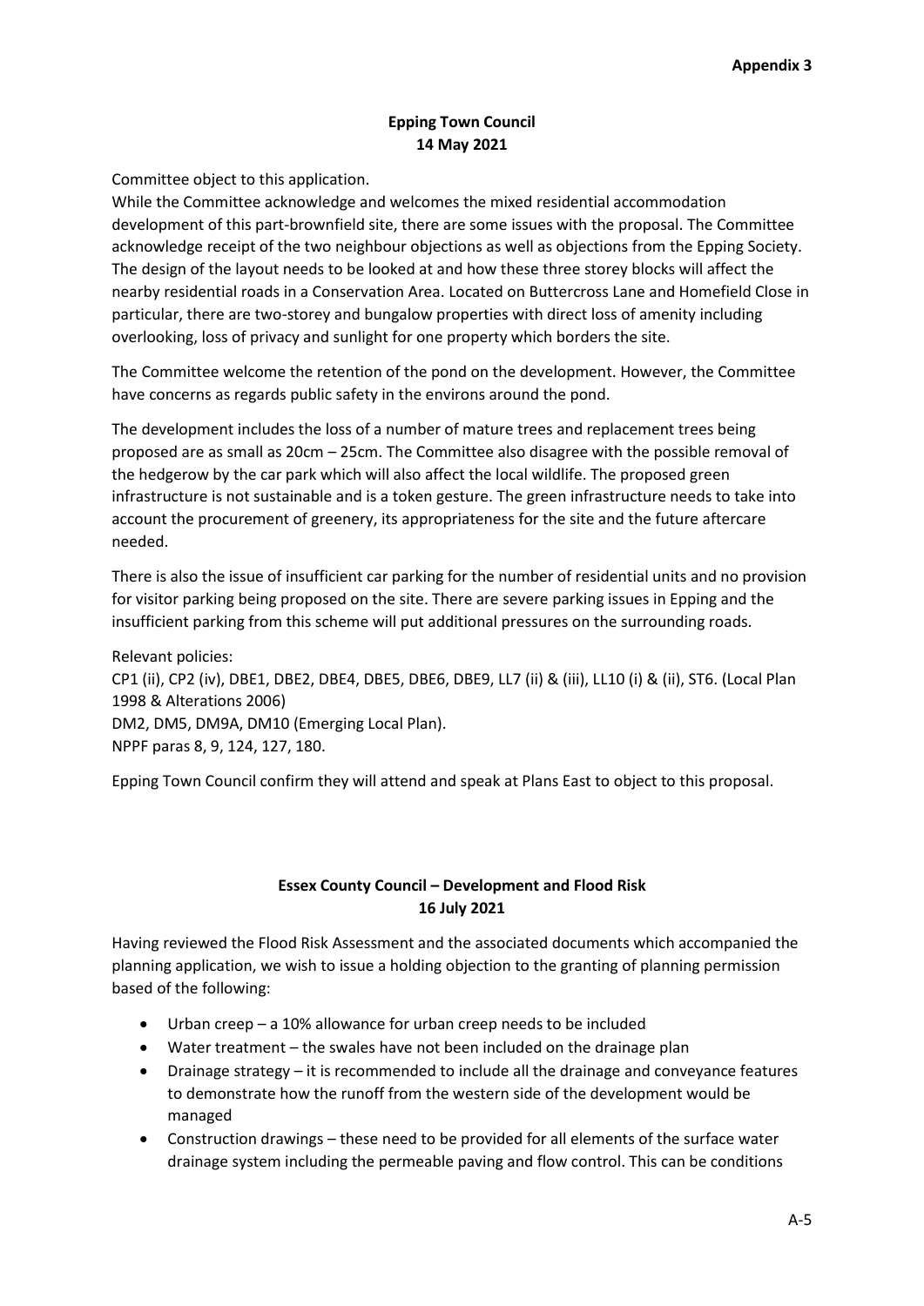**Appendix 3**

**Epping Town Council**
**14 May 2021**

Committee object to this application.

While the Committee acknowledge and welcomes the mixed residential accommodation development of this part-brownfield site, there are some issues with the proposal. The Committee acknowledge receipt of the two neighbour objections as well as objections from the Epping Society. The design of the layout needs to be looked at and how these three storey blocks will affect the nearby residential roads in a Conservation Area. Located on Buttercross Lane and Homefield Close in particular, there are two-storey and bungalow properties with direct loss of amenity including overlooking, loss of privacy and sunlight for one property which borders the site.

The Committee welcome the retention of the pond on the development. However, the Committee have concerns as regards public safety in the environs around the pond.

The development includes the loss of a number of mature trees and replacement trees being proposed are as small as 20cm – 25cm. The Committee also disagree with the possible removal of the hedgerow by the car park which will also affect the local wildlife. The proposed green infrastructure is not sustainable and is a token gesture. The green infrastructure needs to take into account the procurement of greenery, its appropriateness for the site and the future aftercare needed.

There is also the issue of insufficient car parking for the number of residential units and no provision for visitor parking being proposed on the site. There are severe parking issues in Epping and the insufficient parking from this scheme will put additional pressures on the surrounding roads.

Relevant policies:
CP1 (ii), CP2 (iv), DBE1, DBE2, DBE4, DBE5, DBE6, DBE9, LL7 (ii) & (iii), LL10 (i) & (ii), ST6. (Local Plan 1998 & Alterations 2006)
DM2, DM5, DM9A, DM10 (Emerging Local Plan).
NPPF paras 8, 9, 124, 127, 180.

Epping Town Council confirm they will attend and speak at Plans East to object to this proposal.

**Essex County Council – Development and Flood Risk**
**16 July 2021**

Having reviewed the Flood Risk Assessment and the associated documents which accompanied the planning application, we wish to issue a holding objection to the granting of planning permission based of the following:

- Urban creep – a 10% allowance for urban creep needs to be included
- Water treatment – the swales have not been included on the drainage plan
- Drainage strategy – it is recommended to include all the drainage and conveyance features to demonstrate how the runoff from the western side of the development would be managed
- Construction drawings – these need to be provided for all elements of the surface water drainage system including the permeable paving and flow control. This can be conditions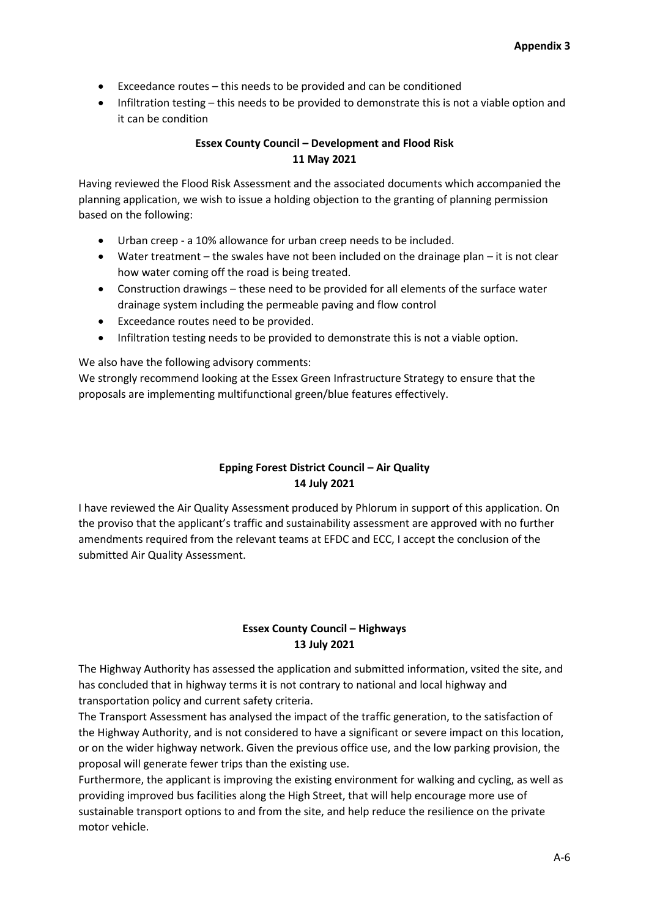- Exceedance routes – this needs to be provided and can be conditioned
- Infiltration testing – this needs to be provided to demonstrate this is not a viable option and it can be condition

**Essex County Council – Development and Flood Risk**
**11 May 2021**

Having reviewed the Flood Risk Assessment and the associated documents which accompanied the planning application, we wish to issue a holding objection to the granting of planning permission based on the following:

- Urban creep - a 10% allowance for urban creep needs to be included.
- Water treatment – the swales have not been included on the drainage plan – it is not clear how water coming off the road is being treated.
- Construction drawings – these need to be provided for all elements of the surface water drainage system including the permeable paving and flow control
- Exceedance routes need to be provided.
- Infiltration testing needs to be provided to demonstrate this is not a viable option.

We also have the following advisory comments:
We strongly recommend looking at the Essex Green Infrastructure Strategy to ensure that the proposals are implementing multifunctional green/blue features effectively.

**Epping Forest District Council – Air Quality**
**14 July 2021**

I have reviewed the Air Quality Assessment produced by Phlorum in support of this application. On the proviso that the applicant's traffic and sustainability assessment are approved with no further amendments required from the relevant teams at EFDC and ECC, I accept the conclusion of the submitted Air Quality Assessment.

**Essex County Council – Highways**
**13 July 2021**

The Highway Authority has assessed the application and submitted information, vsited the site, and has concluded that in highway terms it is not contrary to national and local highway and transportation policy and current safety criteria.
The Transport Assessment has analysed the impact of the traffic generation, to the satisfaction of the Highway Authority, and is not considered to have a significant or severe impact on this location, or on the wider highway network. Given the previous office use, and the low parking provision, the proposal will generate fewer trips than the existing use.
Furthermore, the applicant is improving the existing environment for walking and cycling, as well as providing improved bus facilities along the High Street, that will help encourage more use of sustainable transport options to and from the site, and help reduce the resilience on the private motor vehicle.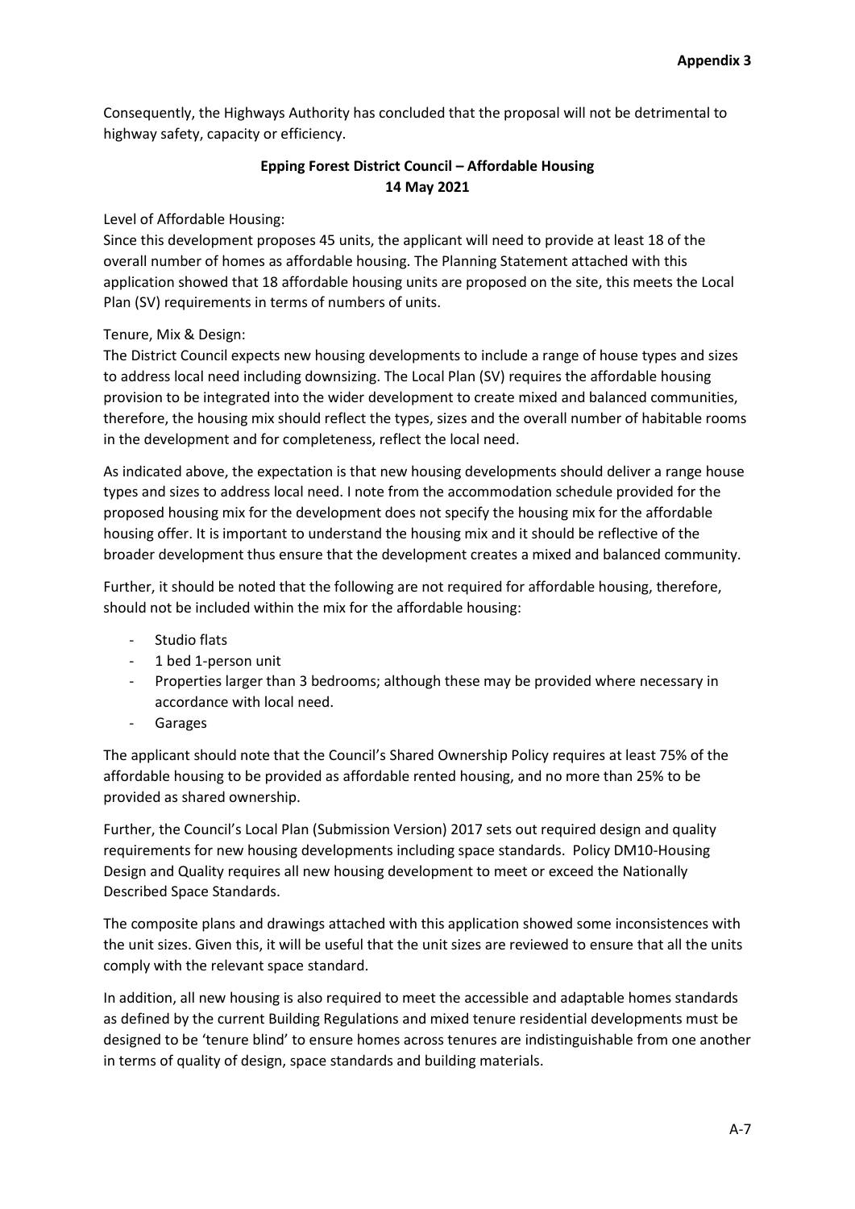Consequently, the Highways Authority has concluded that the proposal will not be detrimental to highway safety, capacity or efficiency.

**Epping Forest District Council – Affordable Housing**
**14 May 2021**

Level of Affordable Housing:
Since this development proposes 45 units, the applicant will need to provide at least 18 of the overall number of homes as affordable housing. The Planning Statement attached with this application showed that 18 affordable housing units are proposed on the site, this meets the Local Plan (SV) requirements in terms of numbers of units.

Tenure, Mix & Design:
The District Council expects new housing developments to include a range of house types and sizes to address local need including downsizing. The Local Plan (SV) requires the affordable housing provision to be integrated into the wider development to create mixed and balanced communities, therefore, the housing mix should reflect the types, sizes and the overall number of habitable rooms in the development and for completeness, reflect the local need.

As indicated above, the expectation is that new housing developments should deliver a range house types and sizes to address local need. I note from the accommodation schedule provided for the proposed housing mix for the development does not specify the housing mix for the affordable housing offer. It is important to understand the housing mix and it should be reflective of the broader development thus ensure that the development creates a mixed and balanced community.

Further, it should be noted that the following are not required for affordable housing, therefore, should not be included within the mix for the affordable housing:

- Studio flats
- 1 bed 1-person unit
- Properties larger than 3 bedrooms; although these may be provided where necessary in accordance with local need.
- Garages

The applicant should note that the Council's Shared Ownership Policy requires at least 75% of the affordable housing to be provided as affordable rented housing, and no more than 25% to be provided as shared ownership.

Further, the Council's Local Plan (Submission Version) 2017 sets out required design and quality requirements for new housing developments including space standards. Policy DM10-Housing Design and Quality requires all new housing development to meet or exceed the Nationally Described Space Standards.

The composite plans and drawings attached with this application showed some inconsistences with the unit sizes. Given this, it will be useful that the unit sizes are reviewed to ensure that all the units comply with the relevant space standard.

In addition, all new housing is also required to meet the accessible and adaptable homes standards as defined by the current Building Regulations and mixed tenure residential developments must be designed to be 'tenure blind' to ensure homes across tenures are indistinguishable from one another in terms of quality of design, space standards and building materials.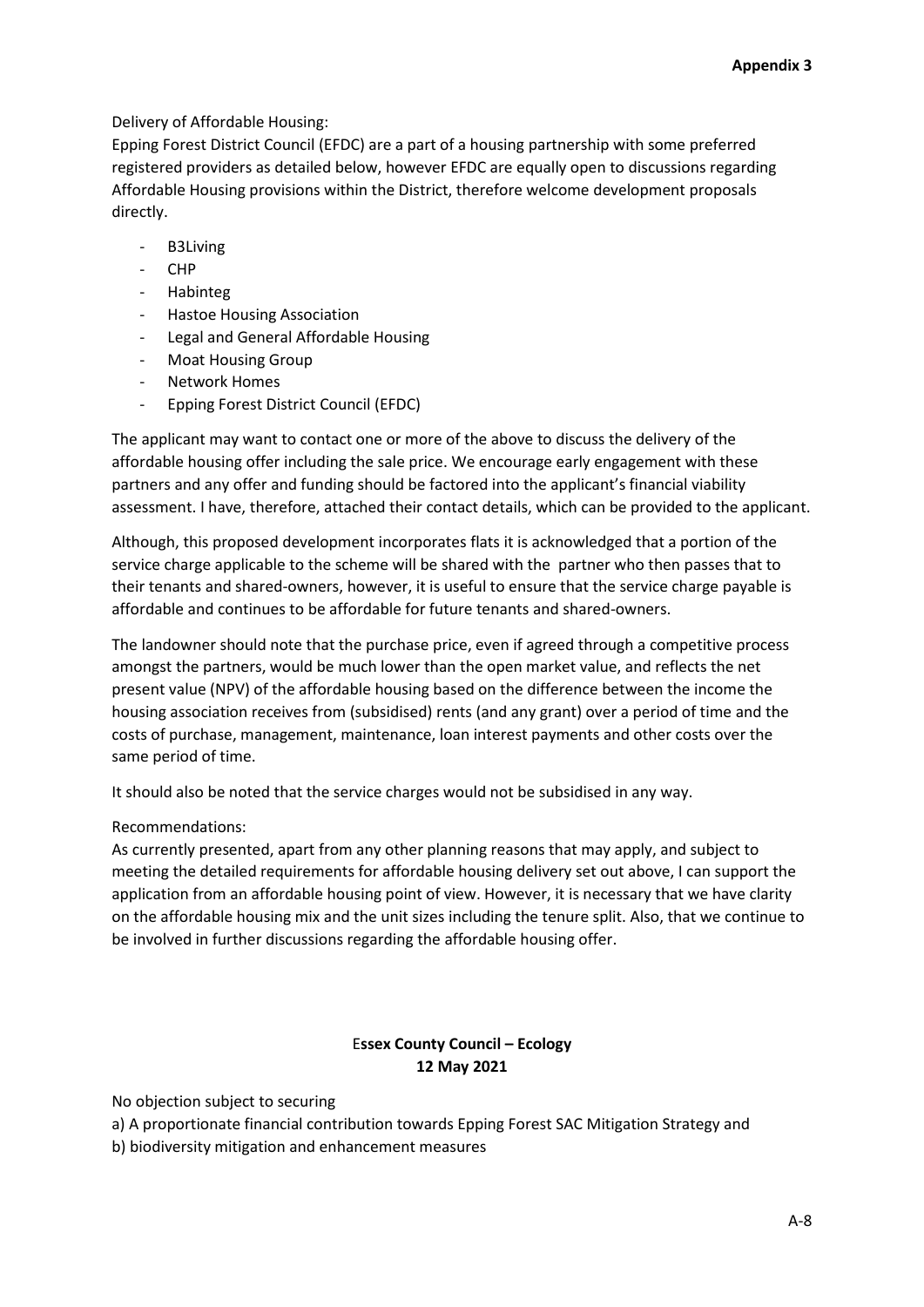Delivery of Affordable Housing:
Epping Forest District Council (EFDC) are a part of a housing partnership with some preferred registered providers as detailed below, however EFDC are equally open to discussions regarding Affordable Housing provisions within the District, therefore welcome development proposals directly.

- B3Living
- CHP
- Habinteg
- Hastoe Housing Association
- Legal and General Affordable Housing
- Moat Housing Group
- Network Homes
- Epping Forest District Council (EFDC)

The applicant may want to contact one or more of the above to discuss the delivery of the affordable housing offer including the sale price. We encourage early engagement with these partners and any offer and funding should be factored into the applicant's financial viability assessment. I have, therefore, attached their contact details, which can be provided to the applicant.

Although, this proposed development incorporates flats it is acknowledged that a portion of the service charge applicable to the scheme will be shared with the partner who then passes that to their tenants and shared-owners, however, it is useful to ensure that the service charge payable is affordable and continues to be affordable for future tenants and shared-owners.

The landowner should note that the purchase price, even if agreed through a competitive process amongst the partners, would be much lower than the open market value, and reflects the net present value (NPV) of the affordable housing based on the difference between the income the housing association receives from (subsidised) rents (and any grant) over a period of time and the costs of purchase, management, maintenance, loan interest payments and other costs over the same period of time.

It should also be noted that the service charges would not be subsidised in any way.

Recommendations:
As currently presented, apart from any other planning reasons that may apply, and subject to meeting the detailed requirements for affordable housing delivery set out above, I can support the application from an affordable housing point of view. However, it is necessary that we have clarity on the affordable housing mix and the unit sizes including the tenure split. Also, that we continue to be involved in further discussions regarding the affordable housing offer.

**Essex County Council – Ecology**
**12 May 2021**

No objection subject to securing

a) A proportionate financial contribution towards Epping Forest SAC Mitigation Strategy and
b) biodiversity mitigation and enhancement measures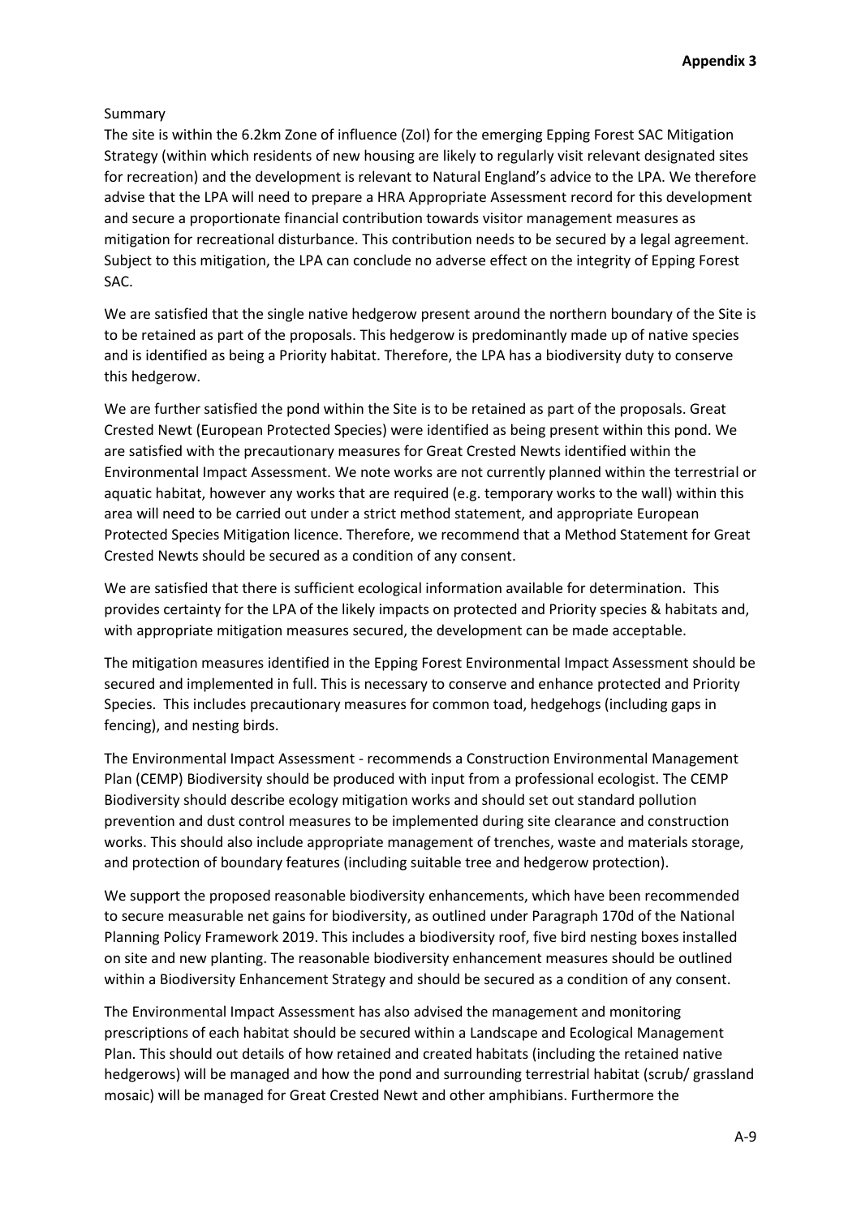Summary

The site is within the 6.2km Zone of influence (ZoI) for the emerging Epping Forest SAC Mitigation Strategy (within which residents of new housing are likely to regularly visit relevant designated sites for recreation) and the development is relevant to Natural England's advice to the LPA. We therefore advise that the LPA will need to prepare a HRA Appropriate Assessment record for this development and secure a proportionate financial contribution towards visitor management measures as mitigation for recreational disturbance. This contribution needs to be secured by a legal agreement. Subject to this mitigation, the LPA can conclude no adverse effect on the integrity of Epping Forest SAC.

We are satisfied that the single native hedgerow present around the northern boundary of the Site is to be retained as part of the proposals. This hedgerow is predominantly made up of native species and is identified as being a Priority habitat. Therefore, the LPA has a biodiversity duty to conserve this hedgerow.

We are further satisfied the pond within the Site is to be retained as part of the proposals. Great Crested Newt (European Protected Species) were identified as being present within this pond. We are satisfied with the precautionary measures for Great Crested Newts identified within the Environmental Impact Assessment. We note works are not currently planned within the terrestrial or aquatic habitat, however any works that are required (e.g. temporary works to the wall) within this area will need to be carried out under a strict method statement, and appropriate European Protected Species Mitigation licence. Therefore, we recommend that a Method Statement for Great Crested Newts should be secured as a condition of any consent.

We are satisfied that there is sufficient ecological information available for determination. This provides certainty for the LPA of the likely impacts on protected and Priority species & habitats and, with appropriate mitigation measures secured, the development can be made acceptable.

The mitigation measures identified in the Epping Forest Environmental Impact Assessment should be secured and implemented in full. This is necessary to conserve and enhance protected and Priority Species. This includes precautionary measures for common toad, hedgehogs (including gaps in fencing), and nesting birds.

The Environmental Impact Assessment - recommends a Construction Environmental Management Plan (CEMP) Biodiversity should be produced with input from a professional ecologist. The CEMP Biodiversity should describe ecology mitigation works and should set out standard pollution prevention and dust control measures to be implemented during site clearance and construction works. This should also include appropriate management of trenches, waste and materials storage, and protection of boundary features (including suitable tree and hedgerow protection).

We support the proposed reasonable biodiversity enhancements, which have been recommended to secure measurable net gains for biodiversity, as outlined under Paragraph 170d of the National Planning Policy Framework 2019. This includes a biodiversity roof, five bird nesting boxes installed on site and new planting. The reasonable biodiversity enhancement measures should be outlined within a Biodiversity Enhancement Strategy and should be secured as a condition of any consent.

The Environmental Impact Assessment has also advised the management and monitoring prescriptions of each habitat should be secured within a Landscape and Ecological Management Plan. This should out details of how retained and created habitats (including the retained native hedgerows) will be managed and how the pond and surrounding terrestrial habitat (scrub/ grassland mosaic) will be managed for Great Crested Newt and other amphibians. Furthermore the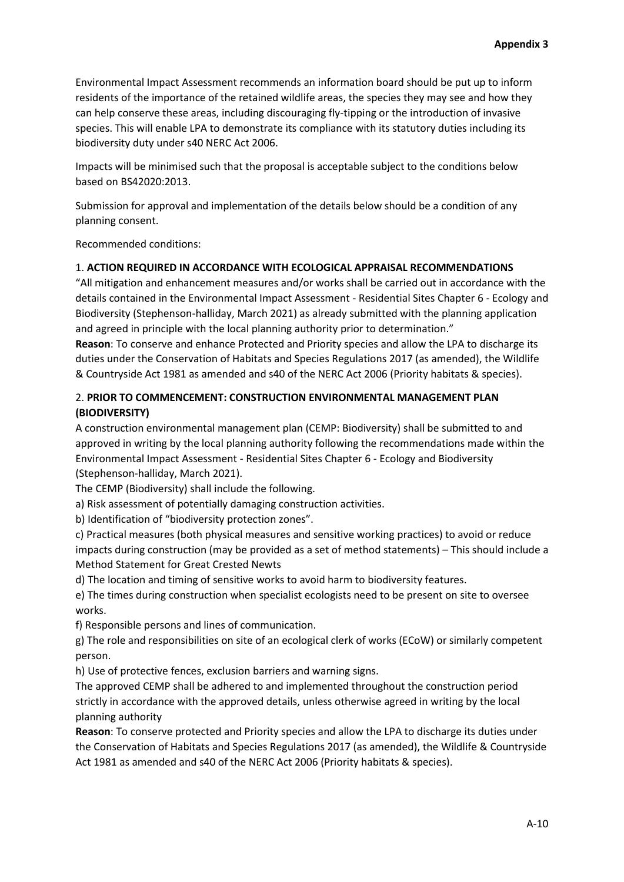Environmental Impact Assessment recommends an information board should be put up to inform residents of the importance of the retained wildlife areas, the species they may see and how they can help conserve these areas, including discouraging fly-tipping or the introduction of invasive species. This will enable LPA to demonstrate its compliance with its statutory duties including its biodiversity duty under s40 NERC Act 2006.

Impacts will be minimised such that the proposal is acceptable subject to the conditions below based on BS42020:2013.

Submission for approval and implementation of the details below should be a condition of any planning consent.

Recommended conditions:

1. **ACTION REQUIRED IN ACCORDANCE WITH ECOLOGICAL APPRAISAL RECOMMENDATIONS**
"All mitigation and enhancement measures and/or works shall be carried out in accordance with the details contained in the Environmental Impact Assessment - Residential Sites Chapter 6 - Ecology and Biodiversity (Stephenson-halliday, March 2021) as already submitted with the planning application and agreed in principle with the local planning authority prior to determination."
**Reason**: To conserve and enhance Protected and Priority species and allow the LPA to discharge its duties under the Conservation of Habitats and Species Regulations 2017 (as amended), the Wildlife & Countryside Act 1981 as amended and s40 of the NERC Act 2006 (Priority habitats & species).

2. **PRIOR TO COMMENCEMENT: CONSTRUCTION ENVIRONMENTAL MANAGEMENT PLAN (BIODIVERSITY)**
A construction environmental management plan (CEMP: Biodiversity) shall be submitted to and approved in writing by the local planning authority following the recommendations made within the Environmental Impact Assessment - Residential Sites Chapter 6 - Ecology and Biodiversity (Stephenson-halliday, March 2021).
The CEMP (Biodiversity) shall include the following.
a) Risk assessment of potentially damaging construction activities.
b) Identification of "biodiversity protection zones".
c) Practical measures (both physical measures and sensitive working practices) to avoid or reduce impacts during construction (may be provided as a set of method statements) – This should include a Method Statement for Great Crested Newts
d) The location and timing of sensitive works to avoid harm to biodiversity features.
e) The times during construction when specialist ecologists need to be present on site to oversee works.
f) Responsible persons and lines of communication.
g) The role and responsibilities on site of an ecological clerk of works (ECoW) or similarly competent person.
h) Use of protective fences, exclusion barriers and warning signs.
The approved CEMP shall be adhered to and implemented throughout the construction period strictly in accordance with the approved details, unless otherwise agreed in writing by the local planning authority
**Reason**: To conserve protected and Priority species and allow the LPA to discharge its duties under the Conservation of Habitats and Species Regulations 2017 (as amended), the Wildlife & Countryside Act 1981 as amended and s40 of the NERC Act 2006 (Priority habitats & species).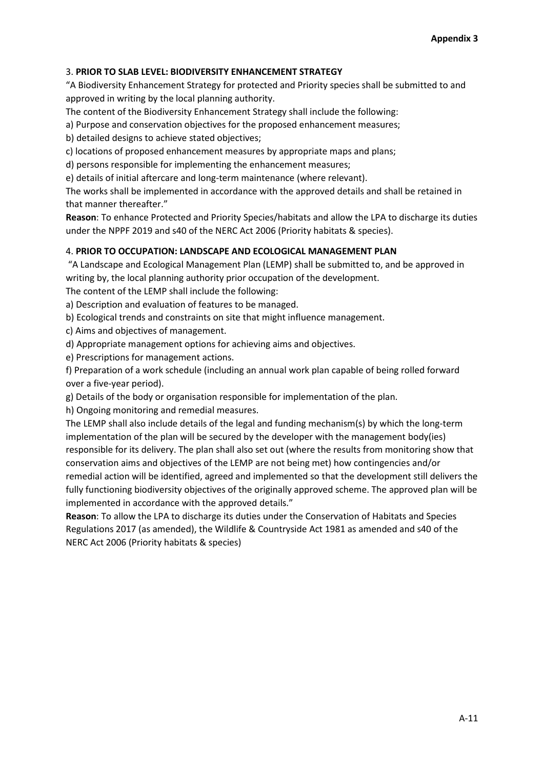**Appendix 3**

3. **PRIOR TO SLAB LEVEL: BIODIVERSITY ENHANCEMENT STRATEGY**

"A Biodiversity Enhancement Strategy for protected and Priority species shall be submitted to and approved in writing by the local planning authority.

The content of the Biodiversity Enhancement Strategy shall include the following:

a) Purpose and conservation objectives for the proposed enhancement measures;

b) detailed designs to achieve stated objectives;

c) locations of proposed enhancement measures by appropriate maps and plans;

d) persons responsible for implementing the enhancement measures;

e) details of initial aftercare and long-term maintenance (where relevant).

The works shall be implemented in accordance with the approved details and shall be retained in that manner thereafter."

**Reason**: To enhance Protected and Priority Species/habitats and allow the LPA to discharge its duties under the NPPF 2019 and s40 of the NERC Act 2006 (Priority habitats & species).

4. **PRIOR TO OCCUPATION: LANDSCAPE AND ECOLOGICAL MANAGEMENT PLAN**

"A Landscape and Ecological Management Plan (LEMP) shall be submitted to, and be approved in writing by, the local planning authority prior occupation of the development.

The content of the LEMP shall include the following:

a) Description and evaluation of features to be managed.

b) Ecological trends and constraints on site that might influence management.

c) Aims and objectives of management.

d) Appropriate management options for achieving aims and objectives.

e) Prescriptions for management actions.

f) Preparation of a work schedule (including an annual work plan capable of being rolled forward over a five-year period).

g) Details of the body or organisation responsible for implementation of the plan.

h) Ongoing monitoring and remedial measures.

The LEMP shall also include details of the legal and funding mechanism(s) by which the long-term implementation of the plan will be secured by the developer with the management body(ies) responsible for its delivery. The plan shall also set out (where the results from monitoring show that conservation aims and objectives of the LEMP are not being met) how contingencies and/or remedial action will be identified, agreed and implemented so that the development still delivers the fully functioning biodiversity objectives of the originally approved scheme. The approved plan will be implemented in accordance with the approved details."

**Reason**: To allow the LPA to discharge its duties under the Conservation of Habitats and Species Regulations 2017 (as amended), the Wildlife & Countryside Act 1981 as amended and s40 of the NERC Act 2006 (Priority habitats & species)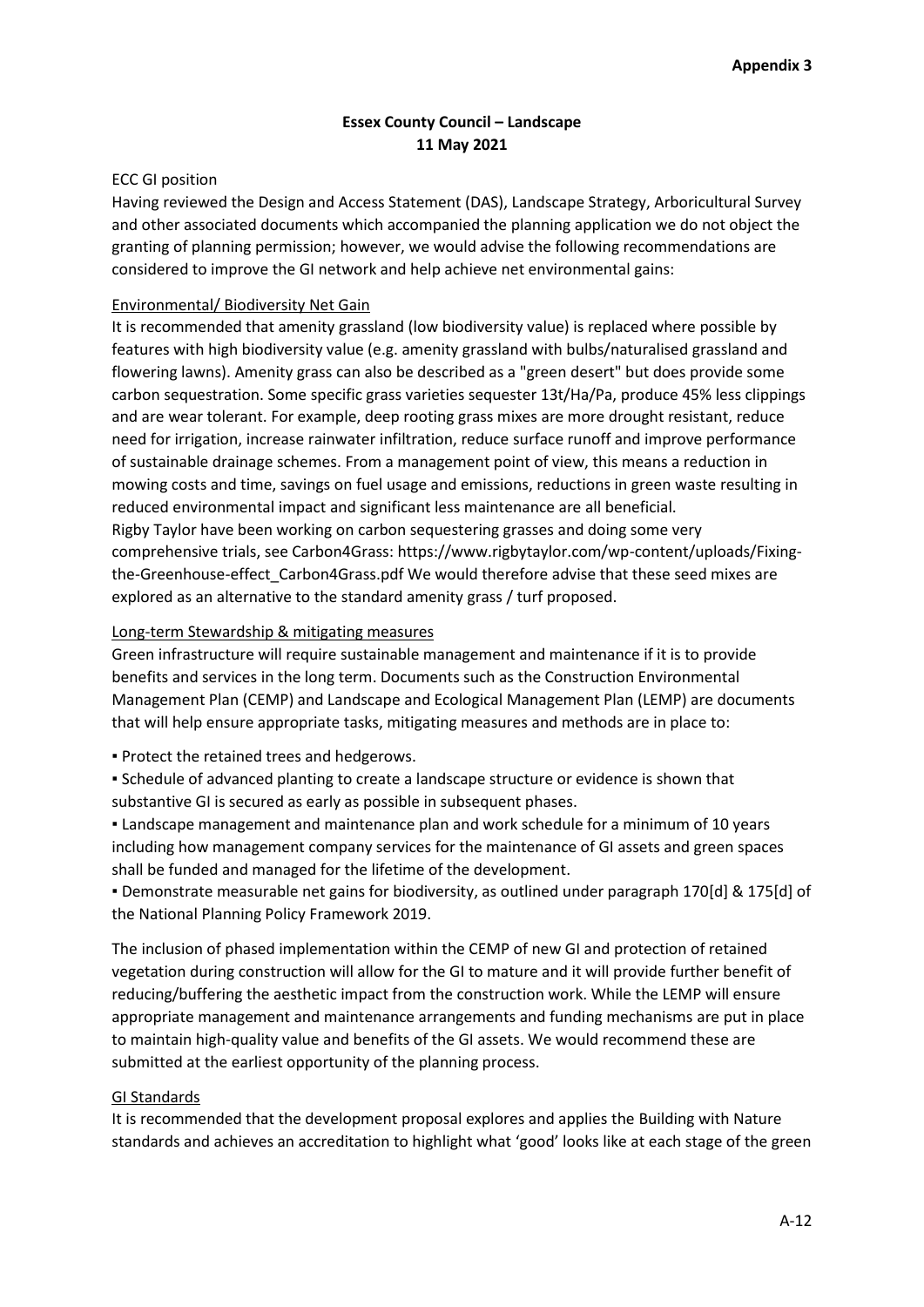**Appendix 3**

**Essex County Council – Landscape**
**11 May 2021**

ECC GI position

Having reviewed the Design and Access Statement (DAS), Landscape Strategy, Arboricultural Survey and other associated documents which accompanied the planning application we do not object the granting of planning permission; however, we would advise the following recommendations are considered to improve the GI network and help achieve net environmental gains:

<u>Environmental/ Biodiversity Net Gain</u>

It is recommended that amenity grassland (low biodiversity value) is replaced where possible by features with high biodiversity value (e.g. amenity grassland with bulbs/naturalised grassland and flowering lawns). Amenity grass can also be described as a "green desert" but does provide some carbon sequestration. Some specific grass varieties sequester 13t/Ha/Pa, produce 45% less clippings and are wear tolerant. For example, deep rooting grass mixes are more drought resistant, reduce need for irrigation, increase rainwater infiltration, reduce surface runoff and improve performance of sustainable drainage schemes. From a management point of view, this means a reduction in mowing costs and time, savings on fuel usage and emissions, reductions in green waste resulting in reduced environmental impact and significant less maintenance are all beneficial.

Rigby Taylor have been working on carbon sequestering grasses and doing some very comprehensive trials, see Carbon4Grass: https://www.rigbytaylor.com/wp-content/uploads/Fixing-the-Greenhouse-effect_Carbon4Grass.pdf We would therefore advise that these seed mixes are explored as an alternative to the standard amenity grass / turf proposed.

<u>Long-term Stewardship & mitigating measures</u>

Green infrastructure will require sustainable management and maintenance if it is to provide benefits and services in the long term. Documents such as the Construction Environmental Management Plan (CEMP) and Landscape and Ecological Management Plan (LEMP) are documents that will help ensure appropriate tasks, mitigating measures and methods are in place to:

- Protect the retained trees and hedgerows.
- Schedule of advanced planting to create a landscape structure or evidence is shown that substantive GI is secured as early as possible in subsequent phases.
- Landscape management and maintenance plan and work schedule for a minimum of 10 years including how management company services for the maintenance of GI assets and green spaces shall be funded and managed for the lifetime of the development.
- Demonstrate measurable net gains for biodiversity, as outlined under paragraph 170[d] & 175[d] of the National Planning Policy Framework 2019.

The inclusion of phased implementation within the CEMP of new GI and protection of retained vegetation during construction will allow for the GI to mature and it will provide further benefit of reducing/buffering the aesthetic impact from the construction work. While the LEMP will ensure appropriate management and maintenance arrangements and funding mechanisms are put in place to maintain high-quality value and benefits of the GI assets. We would recommend these are submitted at the earliest opportunity of the planning process.

<u>GI Standards</u>

It is recommended that the development proposal explores and applies the Building with Nature standards and achieves an accreditation to highlight what 'good' looks like at each stage of the green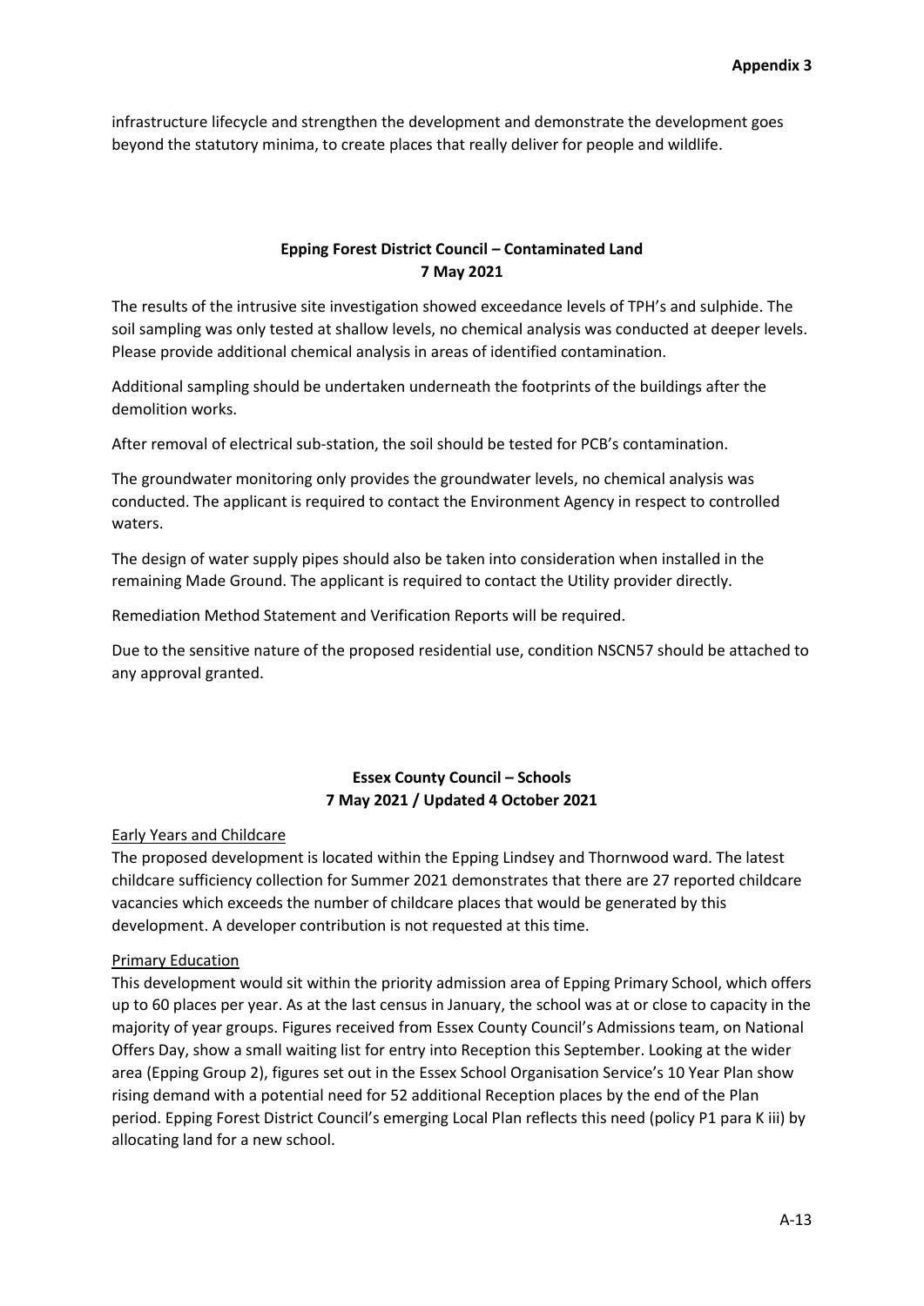infrastructure lifecycle and strengthen the development and demonstrate the development goes beyond the statutory minima, to create places that really deliver for people and wildlife.

**Epping Forest District Council – Contaminated Land**
**7 May 2021**

The results of the intrusive site investigation showed exceedance levels of TPH's and sulphide. The soil sampling was only tested at shallow levels, no chemical analysis was conducted at deeper levels. Please provide additional chemical analysis in areas of identified contamination.

Additional sampling should be undertaken underneath the footprints of the buildings after the demolition works.

After removal of electrical sub-station, the soil should be tested for PCB's contamination.

The groundwater monitoring only provides the groundwater levels, no chemical analysis was conducted. The applicant is required to contact the Environment Agency in respect to controlled waters.

The design of water supply pipes should also be taken into consideration when installed in the remaining Made Ground. The applicant is required to contact the Utility provider directly.

Remediation Method Statement and Verification Reports will be required.

Due to the sensitive nature of the proposed residential use, condition NSCN57 should be attached to any approval granted.

**Essex County Council – Schools**
**7 May 2021 / Updated 4 October 2021**

Early Years and Childcare

The proposed development is located within the Epping Lindsey and Thornwood ward. The latest childcare sufficiency collection for Summer 2021 demonstrates that there are 27 reported childcare vacancies which exceeds the number of childcare places that would be generated by this development. A developer contribution is not requested at this time.

Primary Education

This development would sit within the priority admission area of Epping Primary School, which offers up to 60 places per year. As at the last census in January, the school was at or close to capacity in the majority of year groups. Figures received from Essex County Council's Admissions team, on National Offers Day, show a small waiting list for entry into Reception this September. Looking at the wider area (Epping Group 2), figures set out in the Essex School Organisation Service's 10 Year Plan show rising demand with a potential need for 52 additional Reception places by the end of the Plan period. Epping Forest District Council's emerging Local Plan reflects this need (policy P1 para K iii) by allocating land for a new school.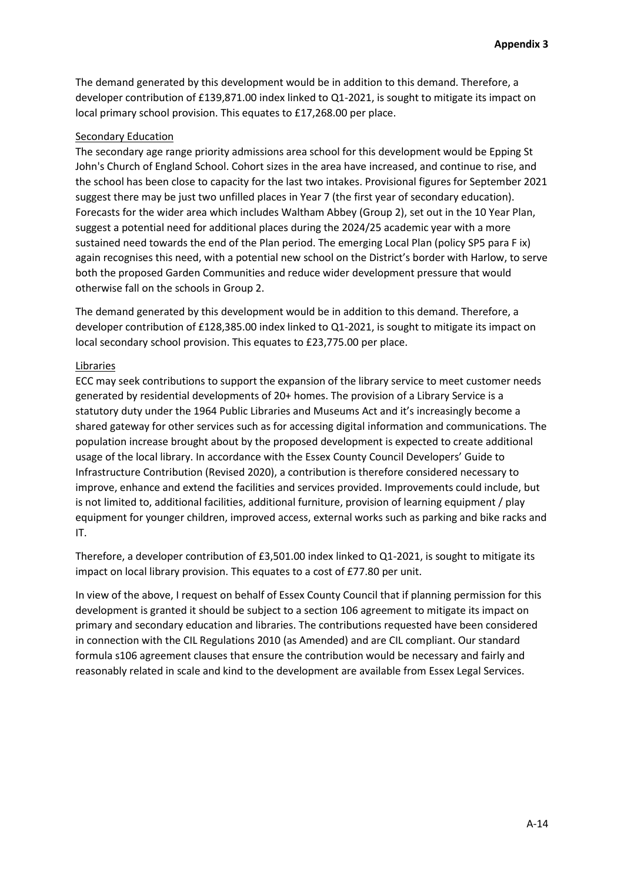The demand generated by this development would be in addition to this demand. Therefore, a developer contribution of £139,871.00 index linked to Q1-2021, is sought to mitigate its impact on local primary school provision. This equates to £17,268.00 per place.

Secondary Education

The secondary age range priority admissions area school for this development would be Epping St John's Church of England School. Cohort sizes in the area have increased, and continue to rise, and the school has been close to capacity for the last two intakes. Provisional figures for September 2021 suggest there may be just two unfilled places in Year 7 (the first year of secondary education). Forecasts for the wider area which includes Waltham Abbey (Group 2), set out in the 10 Year Plan, suggest a potential need for additional places during the 2024/25 academic year with a more sustained need towards the end of the Plan period. The emerging Local Plan (policy SP5 para F ix) again recognises this need, with a potential new school on the District's border with Harlow, to serve both the proposed Garden Communities and reduce wider development pressure that would otherwise fall on the schools in Group 2.

The demand generated by this development would be in addition to this demand. Therefore, a developer contribution of £128,385.00 index linked to Q1-2021, is sought to mitigate its impact on local secondary school provision. This equates to £23,775.00 per place.

Libraries

ECC may seek contributions to support the expansion of the library service to meet customer needs generated by residential developments of 20+ homes. The provision of a Library Service is a statutory duty under the 1964 Public Libraries and Museums Act and it's increasingly become a shared gateway for other services such as for accessing digital information and communications. The population increase brought about by the proposed development is expected to create additional usage of the local library. In accordance with the Essex County Council Developers' Guide to Infrastructure Contribution (Revised 2020), a contribution is therefore considered necessary to improve, enhance and extend the facilities and services provided. Improvements could include, but is not limited to, additional facilities, additional furniture, provision of learning equipment / play equipment for younger children, improved access, external works such as parking and bike racks and IT.

Therefore, a developer contribution of £3,501.00 index linked to Q1-2021, is sought to mitigate its impact on local library provision. This equates to a cost of £77.80 per unit.

In view of the above, I request on behalf of Essex County Council that if planning permission for this development is granted it should be subject to a section 106 agreement to mitigate its impact on primary and secondary education and libraries. The contributions requested have been considered in connection with the CIL Regulations 2010 (as Amended) and are CIL compliant. Our standard formula s106 agreement clauses that ensure the contribution would be necessary and fairly and reasonably related in scale and kind to the development are available from Essex Legal Services.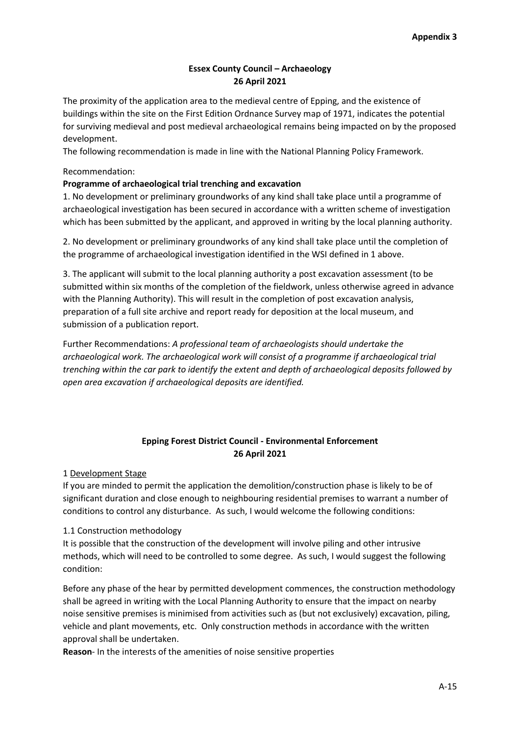**Appendix 3**

**Essex County Council – Archaeology**
**26 April 2021**

The proximity of the application area to the medieval centre of Epping, and the existence of buildings within the site on the First Edition Ordnance Survey map of 1971, indicates the potential for surviving medieval and post medieval archaeological remains being impacted on by the proposed development.

The following recommendation is made in line with the National Planning Policy Framework.

Recommendation:

**Programme of archaeological trial trenching and excavation**

1. No development or preliminary groundworks of any kind shall take place until a programme of archaeological investigation has been secured in accordance with a written scheme of investigation which has been submitted by the applicant, and approved in writing by the local planning authority.

2. No development or preliminary groundworks of any kind shall take place until the completion of the programme of archaeological investigation identified in the WSI defined in 1 above.

3. The applicant will submit to the local planning authority a post excavation assessment (to be submitted within six months of the completion of the fieldwork, unless otherwise agreed in advance with the Planning Authority). This will result in the completion of post excavation analysis, preparation of a full site archive and report ready for deposition at the local museum, and submission of a publication report.

Further Recommendations: *A professional team of archaeologists should undertake the archaeological work. The archaeological work will consist of a programme if archaeological trial trenching within the car park to identify the extent and depth of archaeological deposits followed by open area excavation if archaeological deposits are identified.*

**Epping Forest District Council - Environmental Enforcement**
**26 April 2021**

1 Development Stage

If you are minded to permit the application the demolition/construction phase is likely to be of significant duration and close enough to neighbouring residential premises to warrant a number of conditions to control any disturbance. As such, I would welcome the following conditions:

1.1 Construction methodology

It is possible that the construction of the development will involve piling and other intrusive methods, which will need to be controlled to some degree. As such, I would suggest the following condition:

Before any phase of the hear by permitted development commences, the construction methodology shall be agreed in writing with the Local Planning Authority to ensure that the impact on nearby noise sensitive premises is minimised from activities such as (but not exclusively) excavation, piling, vehicle and plant movements, etc. Only construction methods in accordance with the written approval shall be undertaken.

**Reason**- In the interests of the amenities of noise sensitive properties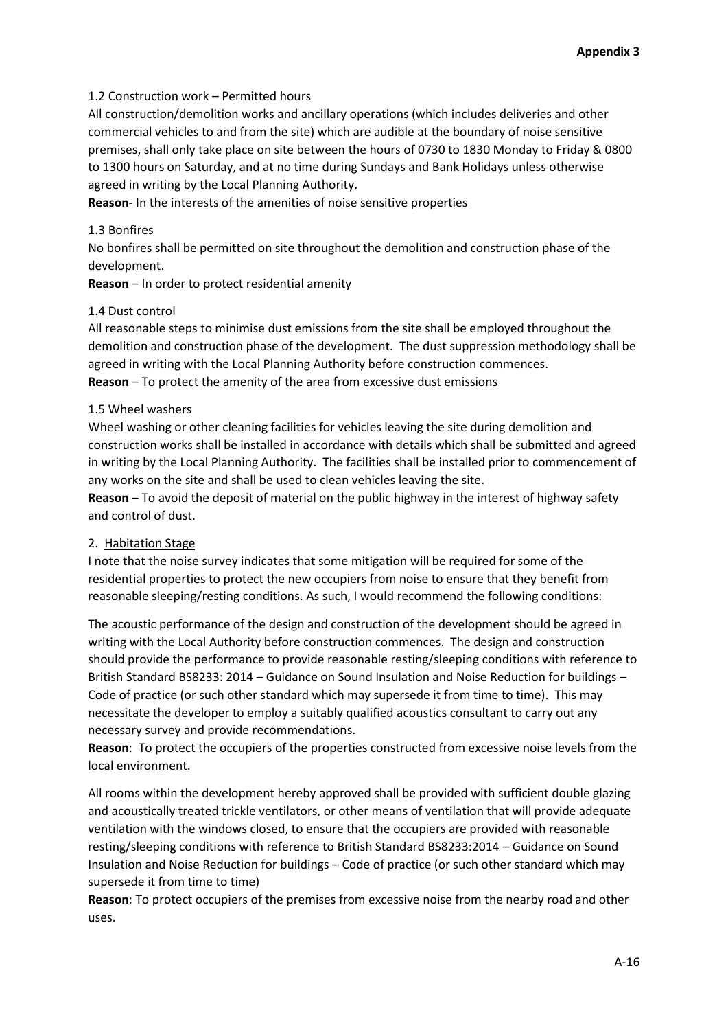1.2 Construction work – Permitted hours

All construction/demolition works and ancillary operations (which includes deliveries and other commercial vehicles to and from the site) which are audible at the boundary of noise sensitive premises, shall only take place on site between the hours of 0730 to 1830 Monday to Friday & 0800 to 1300 hours on Saturday, and at no time during Sundays and Bank Holidays unless otherwise agreed in writing by the Local Planning Authority.

**Reason**- In the interests of the amenities of noise sensitive properties

1.3 Bonfires

No bonfires shall be permitted on site throughout the demolition and construction phase of the development.

**Reason** – In order to protect residential amenity

1.4 Dust control

All reasonable steps to minimise dust emissions from the site shall be employed throughout the demolition and construction phase of the development. The dust suppression methodology shall be agreed in writing with the Local Planning Authority before construction commences.

**Reason** – To protect the amenity of the area from excessive dust emissions

1.5 Wheel washers

Wheel washing or other cleaning facilities for vehicles leaving the site during demolition and construction works shall be installed in accordance with details which shall be submitted and agreed in writing by the Local Planning Authority. The facilities shall be installed prior to commencement of any works on the site and shall be used to clean vehicles leaving the site.

**Reason** – To avoid the deposit of material on the public highway in the interest of highway safety and control of dust.

2. Habitation Stage

I note that the noise survey indicates that some mitigation will be required for some of the residential properties to protect the new occupiers from noise to ensure that they benefit from reasonable sleeping/resting conditions. As such, I would recommend the following conditions:

The acoustic performance of the design and construction of the development should be agreed in writing with the Local Authority before construction commences. The design and construction should provide the performance to provide reasonable resting/sleeping conditions with reference to British Standard BS8233: 2014 – Guidance on Sound Insulation and Noise Reduction for buildings – Code of practice (or such other standard which may supersede it from time to time). This may necessitate the developer to employ a suitably qualified acoustics consultant to carry out any necessary survey and provide recommendations.

**Reason**: To protect the occupiers of the properties constructed from excessive noise levels from the local environment.

All rooms within the development hereby approved shall be provided with sufficient double glazing and acoustically treated trickle ventilators, or other means of ventilation that will provide adequate ventilation with the windows closed, to ensure that the occupiers are provided with reasonable resting/sleeping conditions with reference to British Standard BS8233:2014 – Guidance on Sound Insulation and Noise Reduction for buildings – Code of practice (or such other standard which may supersede it from time to time)

**Reason**: To protect occupiers of the premises from excessive noise from the nearby road and other uses.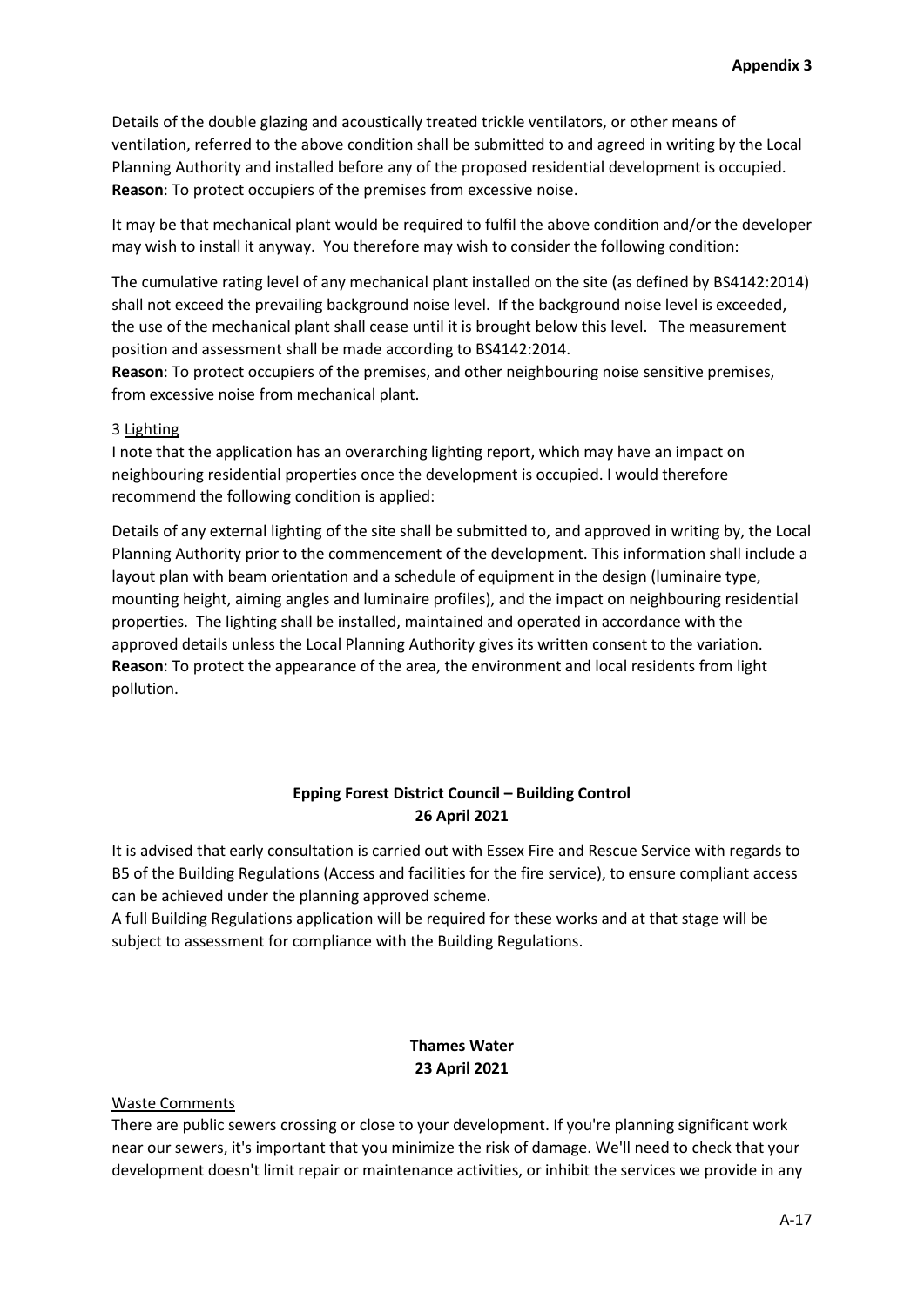Details of the double glazing and acoustically treated trickle ventilators, or other means of ventilation, referred to the above condition shall be submitted to and agreed in writing by the Local Planning Authority and installed before any of the proposed residential development is occupied.
**Reason**: To protect occupiers of the premises from excessive noise.

It may be that mechanical plant would be required to fulfil the above condition and/or the developer may wish to install it anyway. You therefore may wish to consider the following condition:

The cumulative rating level of any mechanical plant installed on the site (as defined by BS4142:2014) shall not exceed the prevailing background noise level. If the background noise level is exceeded, the use of the mechanical plant shall cease until it is brought below this level. The measurement position and assessment shall be made according to BS4142:2014.
**Reason**: To protect occupiers of the premises, and other neighbouring noise sensitive premises, from excessive noise from mechanical plant.

3 <u>Lighting</u>
I note that the application has an overarching lighting report, which may have an impact on neighbouring residential properties once the development is occupied. I would therefore recommend the following condition is applied:

Details of any external lighting of the site shall be submitted to, and approved in writing by, the Local Planning Authority prior to the commencement of the development. This information shall include a layout plan with beam orientation and a schedule of equipment in the design (luminaire type, mounting height, aiming angles and luminaire profiles), and the impact on neighbouring residential properties. The lighting shall be installed, maintained and operated in accordance with the approved details unless the Local Planning Authority gives its written consent to the variation.
**Reason**: To protect the appearance of the area, the environment and local residents from light pollution.

**Epping Forest District Council – Building Control**
**26 April 2021**

It is advised that early consultation is carried out with Essex Fire and Rescue Service with regards to B5 of the Building Regulations (Access and facilities for the fire service), to ensure compliant access can be achieved under the planning approved scheme.
A full Building Regulations application will be required for these works and at that stage will be subject to assessment for compliance with the Building Regulations.

**Thames Water**
**23 April 2021**

<u>Waste Comments</u>
There are public sewers crossing or close to your development. If you're planning significant work near our sewers, it's important that you minimize the risk of damage. We'll need to check that your development doesn't limit repair or maintenance activities, or inhibit the services we provide in any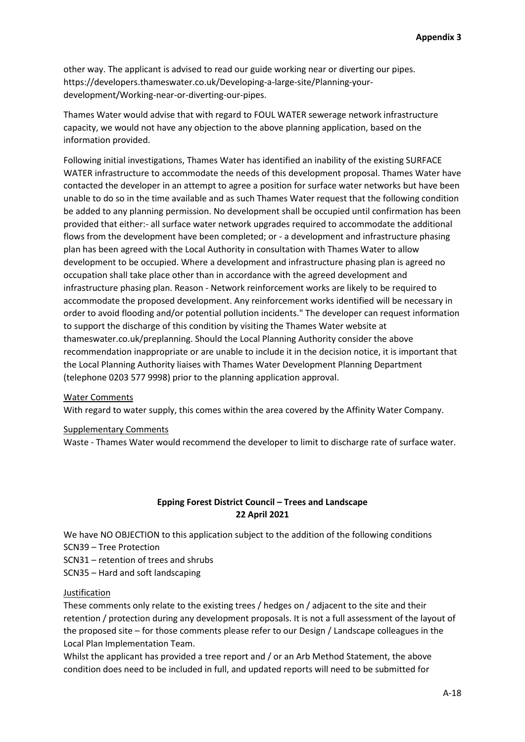other way. The applicant is advised to read our guide working near or diverting our pipes. https://developers.thameswater.co.uk/Developing-a-large-site/Planning-your-development/Working-near-or-diverting-our-pipes.

Thames Water would advise that with regard to FOUL WATER sewerage network infrastructure capacity, we would not have any objection to the above planning application, based on the information provided.

Following initial investigations, Thames Water has identified an inability of the existing SURFACE WATER infrastructure to accommodate the needs of this development proposal. Thames Water have contacted the developer in an attempt to agree a position for surface water networks but have been unable to do so in the time available and as such Thames Water request that the following condition be added to any planning permission. No development shall be occupied until confirmation has been provided that either:- all surface water network upgrades required to accommodate the additional flows from the development have been completed; or - a development and infrastructure phasing plan has been agreed with the Local Authority in consultation with Thames Water to allow development to be occupied. Where a development and infrastructure phasing plan is agreed no occupation shall take place other than in accordance with the agreed development and infrastructure phasing plan. Reason - Network reinforcement works are likely to be required to accommodate the proposed development. Any reinforcement works identified will be necessary in order to avoid flooding and/or potential pollution incidents." The developer can request information to support the discharge of this condition by visiting the Thames Water website at thameswater.co.uk/preplanning. Should the Local Planning Authority consider the above recommendation inappropriate or are unable to include it in the decision notice, it is important that the Local Planning Authority liaises with Thames Water Development Planning Department (telephone 0203 577 9998) prior to the planning application approval.

Water Comments

With regard to water supply, this comes within the area covered by the Affinity Water Company.

Supplementary Comments

Waste - Thames Water would recommend the developer to limit to discharge rate of surface water.

## Epping Forest District Council – Trees and Landscape
**22 April 2021**

We have NO OBJECTION to this application subject to the addition of the following conditions

SCN39 – Tree Protection

SCN31 – retention of trees and shrubs

SCN35 – Hard and soft landscaping

Justification

These comments only relate to the existing trees / hedges on / adjacent to the site and their retention / protection during any development proposals. It is not a full assessment of the layout of the proposed site – for those comments please refer to our Design / Landscape colleagues in the Local Plan Implementation Team.

Whilst the applicant has provided a tree report and / or an Arb Method Statement, the above condition does need to be included in full, and updated reports will need to be submitted for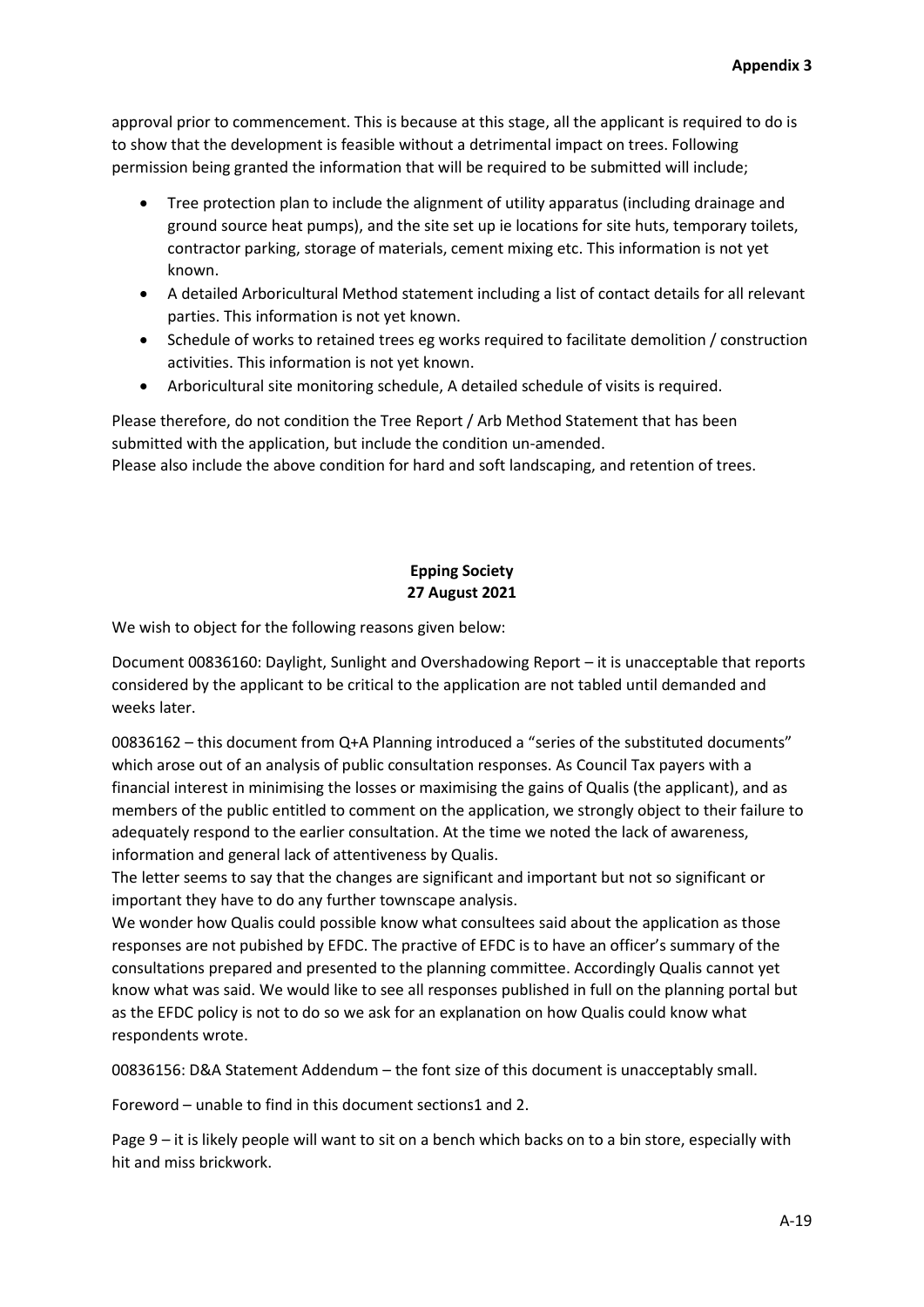approval prior to commencement. This is because at this stage, all the applicant is required to do is to show that the development is feasible without a detrimental impact on trees. Following permission being granted the information that will be required to be submitted will include;

- Tree protection plan to include the alignment of utility apparatus (including drainage and ground source heat pumps), and the site set up ie locations for site huts, temporary toilets, contractor parking, storage of materials, cement mixing etc. This information is not yet known.
- A detailed Arboricultural Method statement including a list of contact details for all relevant parties. This information is not yet known.
- Schedule of works to retained trees eg works required to facilitate demolition / construction activities. This information is not yet known.
- Arboricultural site monitoring schedule, A detailed schedule of visits is required.

Please therefore, do not condition the Tree Report / Arb Method Statement that has been submitted with the application, but include the condition un-amended.
Please also include the above condition for hard and soft landscaping, and retention of trees.

**Epping Society**
**27 August 2021**

We wish to object for the following reasons given below:

Document 00836160: Daylight, Sunlight and Overshadowing Report – it is unacceptable that reports considered by the applicant to be critical to the application are not tabled until demanded and weeks later.

00836162 – this document from Q+A Planning introduced a "series of the substituted documents" which arose out of an analysis of public consultation responses. As Council Tax payers with a financial interest in minimising the losses or maximising the gains of Qualis (the applicant), and as members of the public entitled to comment on the application, we strongly object to their failure to adequately respond to the earlier consultation. At the time we noted the lack of awareness, information and general lack of attentiveness by Qualis.
The letter seems to say that the changes are significant and important but not so significant or important they have to do any further townscape analysis.
We wonder how Qualis could possible know what consultees said about the application as those responses are not pubished by EFDC. The practive of EFDC is to have an officer's summary of the consultations prepared and presented to the planning committee. Accordingly Qualis cannot yet know what was said. We would like to see all responses published in full on the planning portal but as the EFDC policy is not to do so we ask for an explanation on how Qualis could know what respondents wrote.

00836156: D&A Statement Addendum – the font size of this document is unacceptably small.

Foreword – unable to find in this document sections1 and 2.

Page 9 – it is likely people will want to sit on a bench which backs on to a bin store, especially with hit and miss brickwork.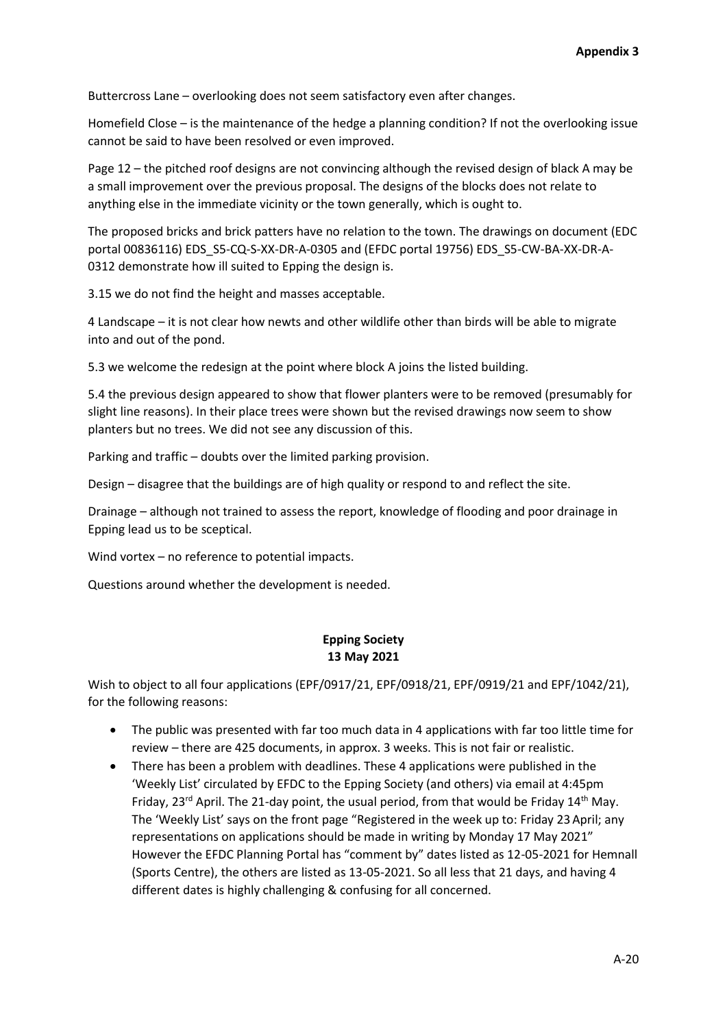**Appendix 3**

Buttercross Lane – overlooking does not seem satisfactory even after changes.

Homefield Close – is the maintenance of the hedge a planning condition? If not the overlooking issue cannot be said to have been resolved or even improved.

Page 12 – the pitched roof designs are not convincing although the revised design of black A may be a small improvement over the previous proposal. The designs of the blocks does not relate to anything else in the immediate vicinity or the town generally, which is ought to.

The proposed bricks and brick patters have no relation to the town. The drawings on document (EDC portal 00836116) EDS_S5-CQ-S-XX-DR-A-0305 and (EFDC portal 19756) EDS_S5-CW-BA-XX-DR-A-0312 demonstrate how ill suited to Epping the design is.

3.15 we do not find the height and masses acceptable.

4 Landscape – it is not clear how newts and other wildlife other than birds will be able to migrate into and out of the pond.

5.3 we welcome the redesign at the point where block A joins the listed building.

5.4 the previous design appeared to show that flower planters were to be removed (presumably for slight line reasons). In their place trees were shown but the revised drawings now seem to show planters but no trees. We did not see any discussion of this.

Parking and traffic – doubts over the limited parking provision.

Design – disagree that the buildings are of high quality or respond to and reflect the site.

Drainage – although not trained to assess the report, knowledge of flooding and poor drainage in Epping lead us to be sceptical.

Wind vortex – no reference to potential impacts.

Questions around whether the development is needed.

**Epping Society**
**13 May 2021**

Wish to object to all four applications (EPF/0917/21, EPF/0918/21, EPF/0919/21 and EPF/1042/21), for the following reasons:

- The public was presented with far too much data in 4 applications with far too little time for review – there are 425 documents, in approx. 3 weeks. This is not fair or realistic.
- There has been a problem with deadlines. These 4 applications were published in the 'Weekly List' circulated by EFDC to the Epping Society (and others) via email at 4:45pm Friday, 23rd April. The 21-day point, the usual period, from that would be Friday 14th May. The 'Weekly List' says on the front page "Registered in the week up to: Friday 23 April; any representations on applications should be made in writing by Monday 17 May 2021" However the EFDC Planning Portal has "comment by" dates listed as 12-05-2021 for Hemnall (Sports Centre), the others are listed as 13-05-2021. So all less that 21 days, and having 4 different dates is highly challenging & confusing for all concerned.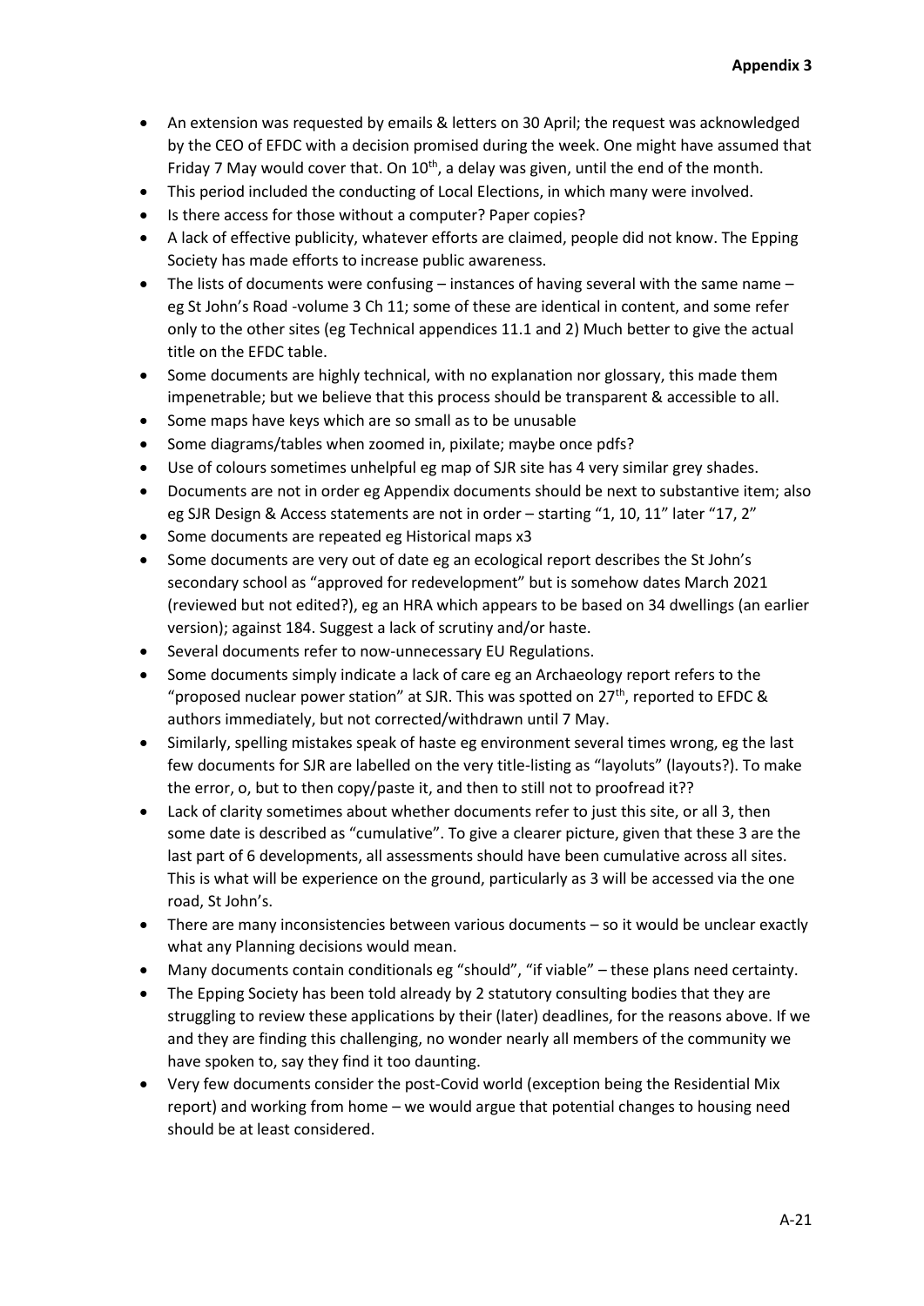**Appendix 3**

- An extension was requested by emails & letters on 30 April; the request was acknowledged by the CEO of EFDC with a decision promised during the week. One might have assumed that Friday 7 May would cover that. On 10th, a delay was given, until the end of the month.
- This period included the conducting of Local Elections, in which many were involved.
- Is there access for those without a computer? Paper copies?
- A lack of effective publicity, whatever efforts are claimed, people did not know. The Epping Society has made efforts to increase public awareness.
- The lists of documents were confusing – instances of having several with the same name – eg St John's Road -volume 3 Ch 11; some of these are identical in content, and some refer only to the other sites (eg Technical appendices 11.1 and 2) Much better to give the actual title on the EFDC table.
- Some documents are highly technical, with no explanation nor glossary, this made them impenetrable; but we believe that this process should be transparent & accessible to all.
- Some maps have keys which are so small as to be unusable
- Some diagrams/tables when zoomed in, pixilate; maybe once pdfs?
- Use of colours sometimes unhelpful eg map of SJR site has 4 very similar grey shades.
- Documents are not in order eg Appendix documents should be next to substantive item; also eg SJR Design & Access statements are not in order – starting "1, 10, 11" later "17, 2"
- Some documents are repeated eg Historical maps x3
- Some documents are very out of date eg an ecological report describes the St John's secondary school as "approved for redevelopment" but is somehow dates March 2021 (reviewed but not edited?), eg an HRA which appears to be based on 34 dwellings (an earlier version); against 184. Suggest a lack of scrutiny and/or haste.
- Several documents refer to now-unnecessary EU Regulations.
- Some documents simply indicate a lack of care eg an Archaeology report refers to the "proposed nuclear power station" at SJR. This was spotted on 27th, reported to EFDC & authors immediately, but not corrected/withdrawn until 7 May.
- Similarly, spelling mistakes speak of haste eg environment several times wrong, eg the last few documents for SJR are labelled on the very title-listing as "layoluts" (layouts?). To make the error, o, but to then copy/paste it, and then to still not to proofread it??
- Lack of clarity sometimes about whether documents refer to just this site, or all 3, then some date is described as "cumulative". To give a clearer picture, given that these 3 are the last part of 6 developments, all assessments should have been cumulative across all sites. This is what will be experience on the ground, particularly as 3 will be accessed via the one road, St John's.
- There are many inconsistencies between various documents – so it would be unclear exactly what any Planning decisions would mean.
- Many documents contain conditionals eg "should", "if viable" – these plans need certainty.
- The Epping Society has been told already by 2 statutory consulting bodies that they are struggling to review these applications by their (later) deadlines, for the reasons above. If we and they are finding this challenging, no wonder nearly all members of the community we have spoken to, say they find it too daunting.
- Very few documents consider the post-Covid world (exception being the Residential Mix report) and working from home – we would argue that potential changes to housing need should be at least considered.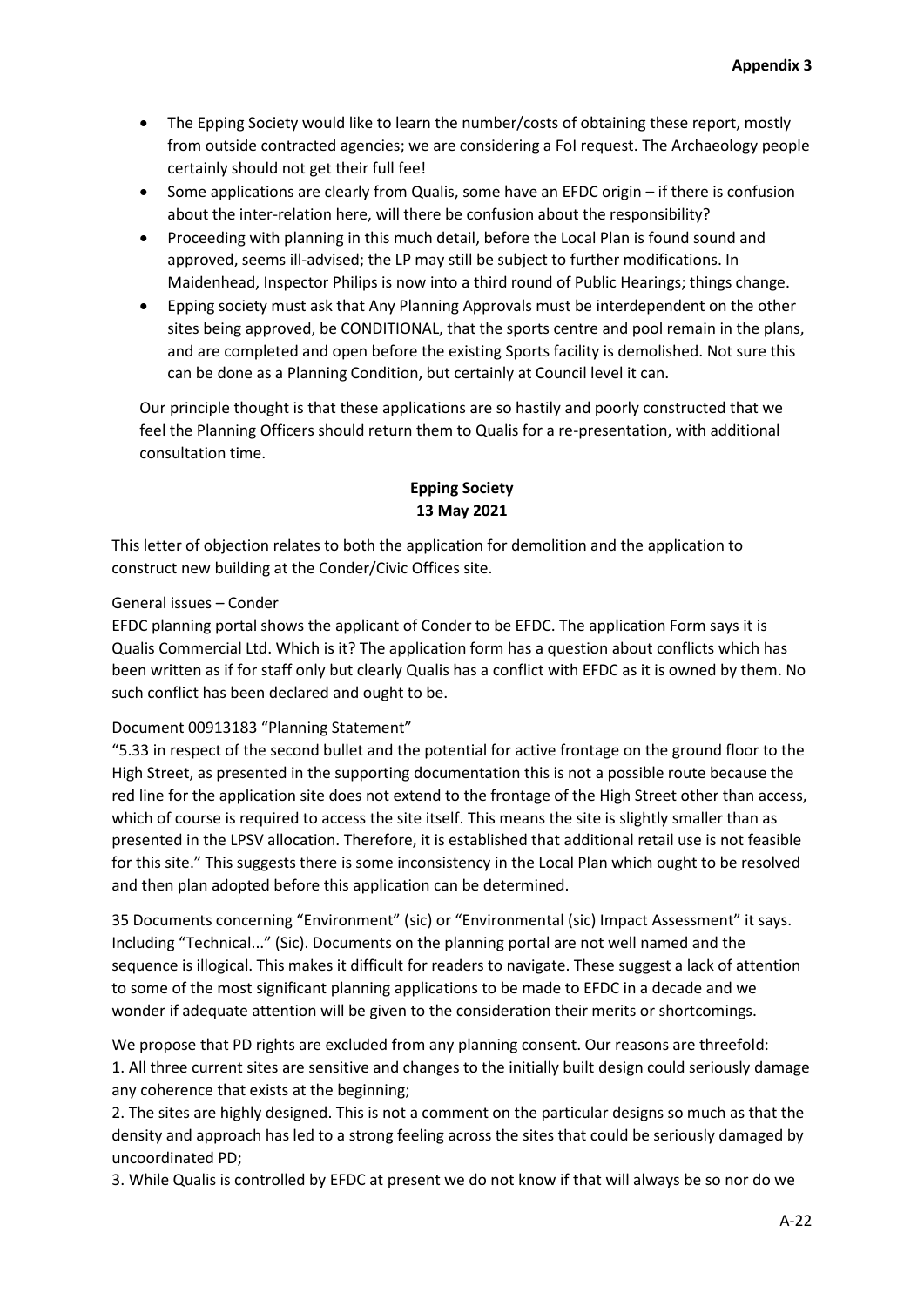- The Epping Society would like to learn the number/costs of obtaining these report, mostly from outside contracted agencies; we are considering a FoI request. The Archaeology people certainly should not get their full fee!
- Some applications are clearly from Qualis, some have an EFDC origin – if there is confusion about the inter-relation here, will there be confusion about the responsibility?
- Proceeding with planning in this much detail, before the Local Plan is found sound and approved, seems ill-advised; the LP may still be subject to further modifications. In Maidenhead, Inspector Philips is now into a third round of Public Hearings; things change.
- Epping society must ask that Any Planning Approvals must be interdependent on the other sites being approved, be CONDITIONAL, that the sports centre and pool remain in the plans, and are completed and open before the existing Sports facility is demolished. Not sure this can be done as a Planning Condition, but certainly at Council level it can.

Our principle thought is that these applications are so hastily and poorly constructed that we feel the Planning Officers should return them to Qualis for a re-presentation, with additional consultation time.

**Epping Society**
**13 May 2021**

This letter of objection relates to both the application for demolition and the application to construct new building at the Conder/Civic Offices site.

General issues – Conder

EFDC planning portal shows the applicant of Conder to be EFDC. The application Form says it is Qualis Commercial Ltd. Which is it? The application form has a question about conflicts which has been written as if for staff only but clearly Qualis has a conflict with EFDC as it is owned by them. No such conflict has been declared and ought to be.

Document 00913183 "Planning Statement"

"5.33 in respect of the second bullet and the potential for active frontage on the ground floor to the High Street, as presented in the supporting documentation this is not a possible route because the red line for the application site does not extend to the frontage of the High Street other than access, which of course is required to access the site itself. This means the site is slightly smaller than as presented in the LPSV allocation. Therefore, it is established that additional retail use is not feasible for this site." This suggests there is some inconsistency in the Local Plan which ought to be resolved and then plan adopted before this application can be determined.

35 Documents concerning "Environment" (sic) or "Environmental (sic) Impact Assessment" it says. Including "Technical..." (Sic). Documents on the planning portal are not well named and the sequence is illogical. This makes it difficult for readers to navigate. These suggest a lack of attention to some of the most significant planning applications to be made to EFDC in a decade and we wonder if adequate attention will be given to the consideration their merits or shortcomings.

We propose that PD rights are excluded from any planning consent. Our reasons are threefold:

1. All three current sites are sensitive and changes to the initially built design could seriously damage any coherence that exists at the beginning;
2. The sites are highly designed. This is not a comment on the particular designs so much as that the density and approach has led to a strong feeling across the sites that could be seriously damaged by uncoordinated PD;
3. While Qualis is controlled by EFDC at present we do not know if that will always be so nor do we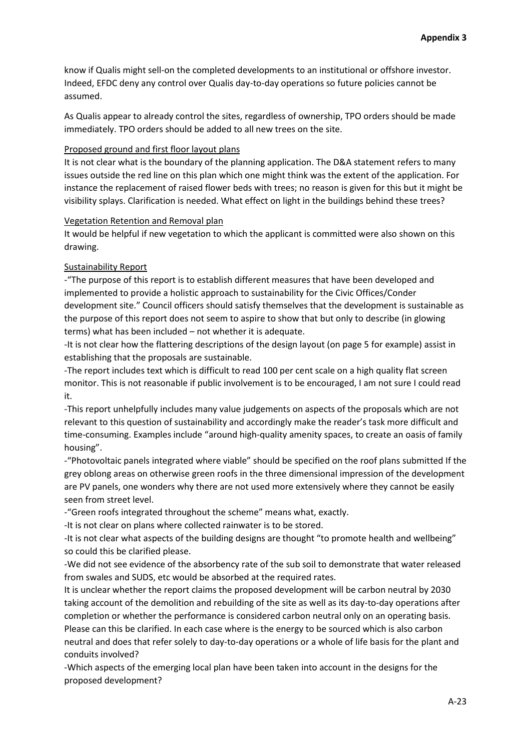know if Qualis might sell-on the completed developments to an institutional or offshore investor. Indeed, EFDC deny any control over Qualis day-to-day operations so future policies cannot be assumed.

As Qualis appear to already control the sites, regardless of ownership, TPO orders should be made immediately. TPO orders should be added to all new trees on the site.

Proposed ground and first floor layout plans

It is not clear what is the boundary of the planning application. The D&A statement refers to many issues outside the red line on this plan which one might think was the extent of the application. For instance the replacement of raised flower beds with trees; no reason is given for this but it might be visibility splays. Clarification is needed. What effect on light in the buildings behind these trees?

Vegetation Retention and Removal plan

It would be helpful if new vegetation to which the applicant is committed were also shown on this drawing.

Sustainability Report

-"The purpose of this report is to establish different measures that have been developed and implemented to provide a holistic approach to sustainability for the Civic Offices/Conder development site." Council officers should satisfy themselves that the development is sustainable as the purpose of this report does not seem to aspire to show that but only to describe (in glowing terms) what has been included – not whether it is adequate.

-It is not clear how the flattering descriptions of the design layout (on page 5 for example) assist in establishing that the proposals are sustainable.

-The report includes text which is difficult to read 100 per cent scale on a high quality flat screen monitor. This is not reasonable if public involvement is to be encouraged, I am not sure I could read it.

-This report unhelpfully includes many value judgements on aspects of the proposals which are not relevant to this question of sustainability and accordingly make the reader's task more difficult and time-consuming. Examples include "around high-quality amenity spaces, to create an oasis of family housing".

-"Photovoltaic panels integrated where viable" should be specified on the roof plans submitted If the grey oblong areas on otherwise green roofs in the three dimensional impression of the development are PV panels, one wonders why there are not used more extensively where they cannot be easily seen from street level.

-"Green roofs integrated throughout the scheme" means what, exactly.

-It is not clear on plans where collected rainwater is to be stored.

-It is not clear what aspects of the building designs are thought "to promote health and wellbeing" so could this be clarified please.

-We did not see evidence of the absorbency rate of the sub soil to demonstrate that water released from swales and SUDS, etc would be absorbed at the required rates.

It is unclear whether the report claims the proposed development will be carbon neutral by 2030 taking account of the demolition and rebuilding of the site as well as its day-to-day operations after completion or whether the performance is considered carbon neutral only on an operating basis. Please can this be clarified. In each case where is the energy to be sourced which is also carbon neutral and does that refer solely to day-to-day operations or a whole of life basis for the plant and conduits involved?

-Which aspects of the emerging local plan have been taken into account in the designs for the proposed development?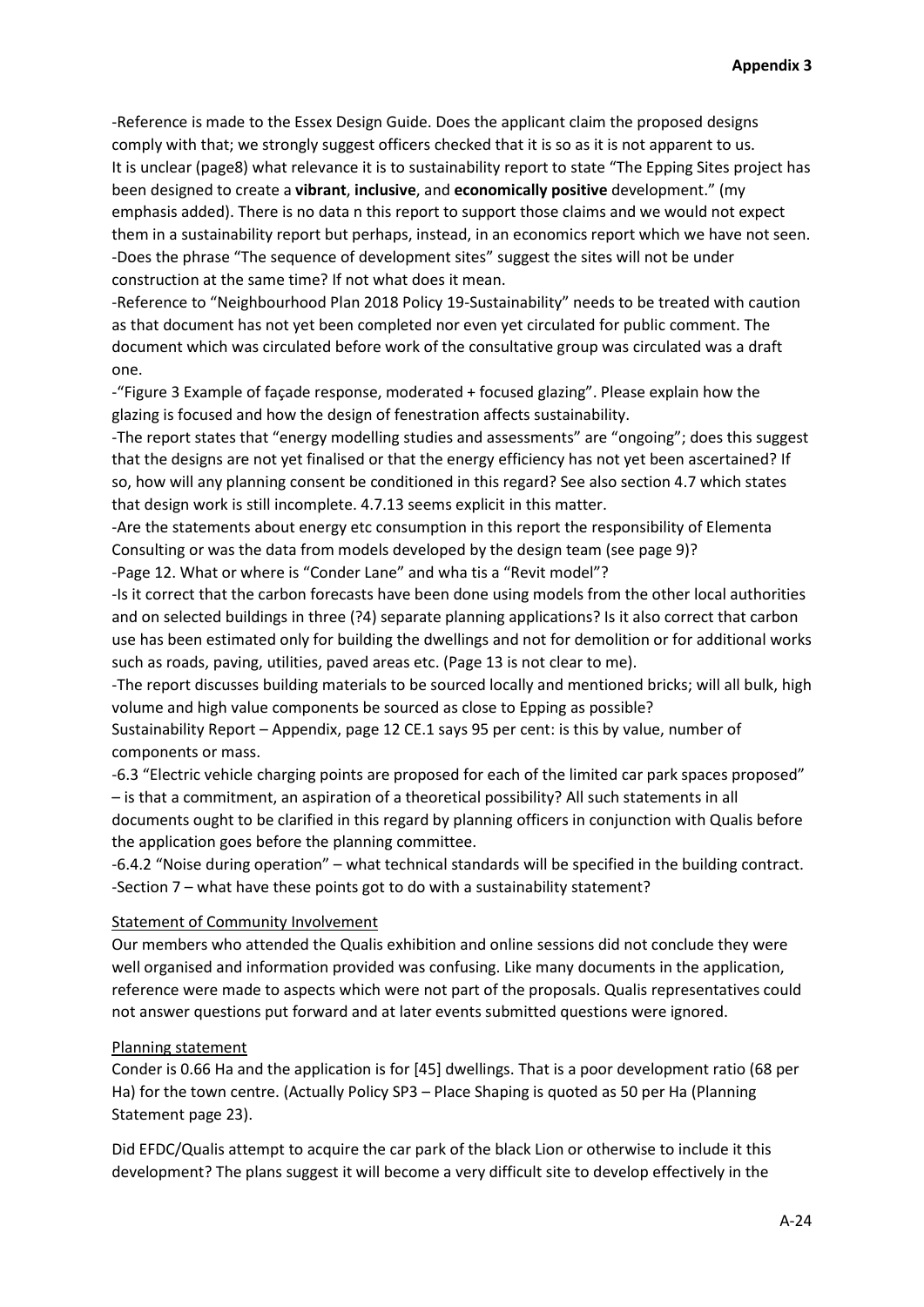-Reference is made to the Essex Design Guide. Does the applicant claim the proposed designs comply with that; we strongly suggest officers checked that it is so as it is not apparent to us. It is unclear (page8) what relevance it is to sustainability report to state "The Epping Sites project has been designed to create a **vibrant**, **inclusive**, and **economically positive** development." (my emphasis added). There is no data n this report to support those claims and we would not expect them in a sustainability report but perhaps, instead, in an economics report which we have not seen.

-Does the phrase "The sequence of development sites" suggest the sites will not be under construction at the same time? If not what does it mean.

-Reference to "Neighbourhood Plan 2018 Policy 19-Sustainability" needs to be treated with caution as that document has not yet been completed nor even yet circulated for public comment. The document which was circulated before work of the consultative group was circulated was a draft one.

-"Figure 3 Example of façade response, moderated + focused glazing". Please explain how the glazing is focused and how the design of fenestration affects sustainability.

-The report states that "energy modelling studies and assessments" are "ongoing"; does this suggest that the designs are not yet finalised or that the energy efficiency has not yet been ascertained? If so, how will any planning consent be conditioned in this regard? See also section 4.7 which states that design work is still incomplete. 4.7.13 seems explicit in this matter.

-Are the statements about energy etc consumption in this report the responsibility of Elementa Consulting or was the data from models developed by the design team (see page 9)?

-Page 12. What or where is "Conder Lane" and wha tis a "Revit model"?

-Is it correct that the carbon forecasts have been done using models from the other local authorities and on selected buildings in three (?4) separate planning applications? Is it also correct that carbon use has been estimated only for building the dwellings and not for demolition or for additional works such as roads, paving, utilities, paved areas etc. (Page 13 is not clear to me).

-The report discusses building materials to be sourced locally and mentioned bricks; will all bulk, high volume and high value components be sourced as close to Epping as possible?

Sustainability Report – Appendix, page 12 CE.1 says 95 per cent: is this by value, number of components or mass.

-6.3 "Electric vehicle charging points are proposed for each of the limited car park spaces proposed" – is that a commitment, an aspiration of a theoretical possibility? All such statements in all documents ought to be clarified in this regard by planning officers in conjunction with Qualis before the application goes before the planning committee.

-6.4.2 "Noise during operation" – what technical standards will be specified in the building contract.

-Section 7 – what have these points got to do with a sustainability statement?

Statement of Community Involvement

Our members who attended the Qualis exhibition and online sessions did not conclude they were well organised and information provided was confusing. Like many documents in the application, reference were made to aspects which were not part of the proposals. Qualis representatives could not answer questions put forward and at later events submitted questions were ignored.

Planning statement

Conder is 0.66 Ha and the application is for [45] dwellings. That is a poor development ratio (68 per Ha) for the town centre. (Actually Policy SP3 – Place Shaping is quoted as 50 per Ha (Planning Statement page 23).

Did EFDC/Qualis attempt to acquire the car park of the black Lion or otherwise to include it this development? The plans suggest it will become a very difficult site to develop effectively in the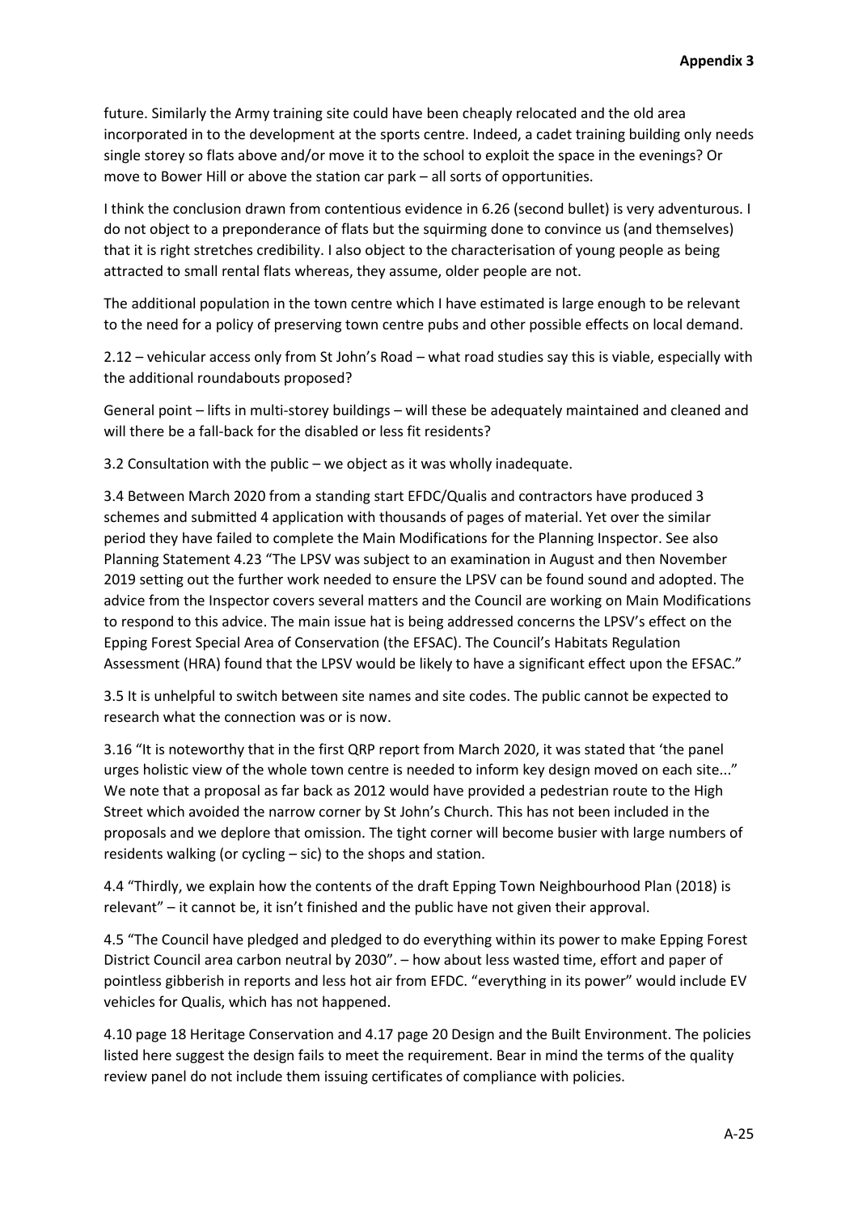future. Similarly the Army training site could have been cheaply relocated and the old area incorporated in to the development at the sports centre. Indeed, a cadet training building only needs single storey so flats above and/or move it to the school to exploit the space in the evenings? Or move to Bower Hill or above the station car park – all sorts of opportunities.

I think the conclusion drawn from contentious evidence in 6.26 (second bullet) is very adventurous. I do not object to a preponderance of flats but the squirming done to convince us (and themselves) that it is right stretches credibility. I also object to the characterisation of young people as being attracted to small rental flats whereas, they assume, older people are not.

The additional population in the town centre which I have estimated is large enough to be relevant to the need for a policy of preserving town centre pubs and other possible effects on local demand.

2.12 – vehicular access only from St John's Road – what road studies say this is viable, especially with the additional roundabouts proposed?

General point – lifts in multi-storey buildings – will these be adequately maintained and cleaned and will there be a fall-back for the disabled or less fit residents?

3.2 Consultation with the public – we object as it was wholly inadequate.

3.4 Between March 2020 from a standing start EFDC/Qualis and contractors have produced 3 schemes and submitted 4 application with thousands of pages of material. Yet over the similar period they have failed to complete the Main Modifications for the Planning Inspector. See also Planning Statement 4.23 "The LPSV was subject to an examination in August and then November 2019 setting out the further work needed to ensure the LPSV can be found sound and adopted. The advice from the Inspector covers several matters and the Council are working on Main Modifications to respond to this advice. The main issue hat is being addressed concerns the LPSV's effect on the Epping Forest Special Area of Conservation (the EFSAC). The Council's Habitats Regulation Assessment (HRA) found that the LPSV would be likely to have a significant effect upon the EFSAC."

3.5 It is unhelpful to switch between site names and site codes. The public cannot be expected to research what the connection was or is now.

3.16 "It is noteworthy that in the first QRP report from March 2020, it was stated that 'the panel urges holistic view of the whole town centre is needed to inform key design moved on each site..." We note that a proposal as far back as 2012 would have provided a pedestrian route to the High Street which avoided the narrow corner by St John's Church. This has not been included in the proposals and we deplore that omission. The tight corner will become busier with large numbers of residents walking (or cycling – sic) to the shops and station.

4.4 "Thirdly, we explain how the contents of the draft Epping Town Neighbourhood Plan (2018) is relevant" – it cannot be, it isn't finished and the public have not given their approval.

4.5 "The Council have pledged and pledged to do everything within its power to make Epping Forest District Council area carbon neutral by 2030". – how about less wasted time, effort and paper of pointless gibberish in reports and less hot air from EFDC. "everything in its power" would include EV vehicles for Qualis, which has not happened.

4.10 page 18 Heritage Conservation and 4.17 page 20 Design and the Built Environment. The policies listed here suggest the design fails to meet the requirement. Bear in mind the terms of the quality review panel do not include them issuing certificates of compliance with policies.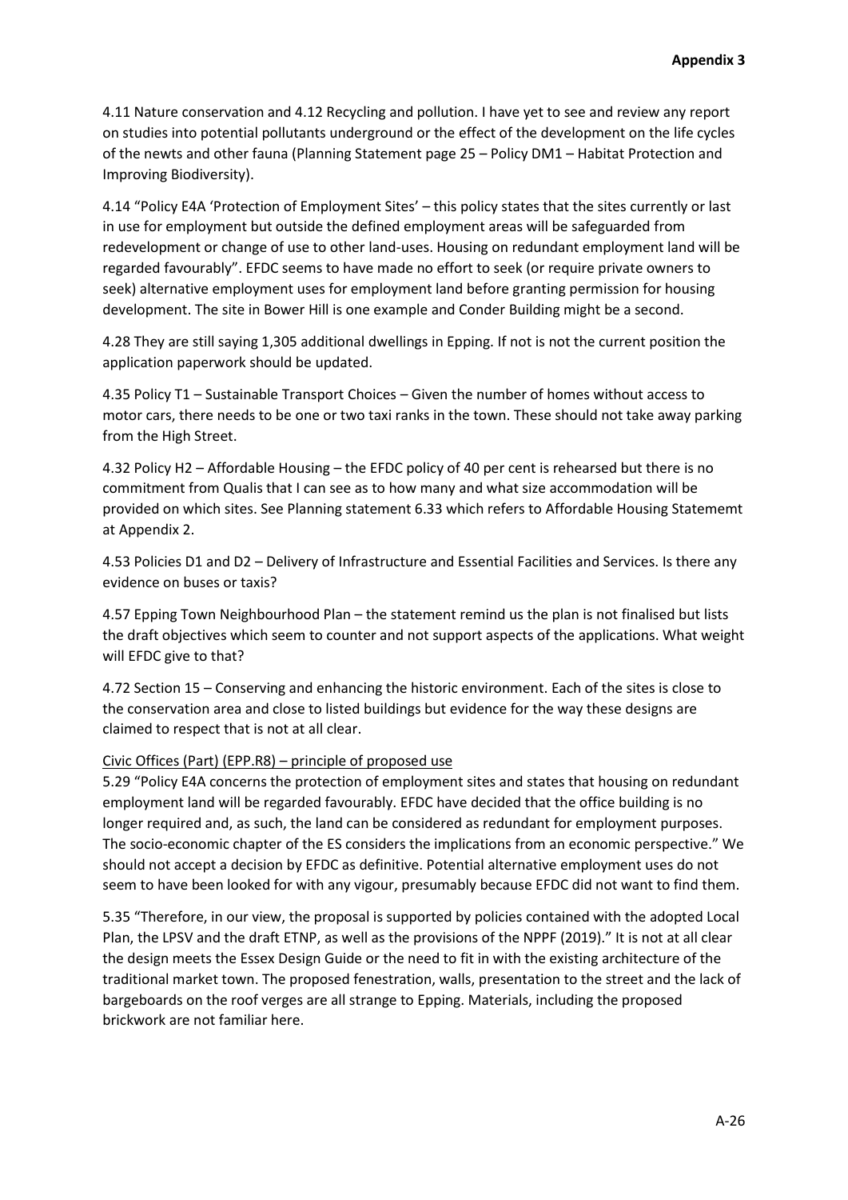4.11 Nature conservation and 4.12 Recycling and pollution. I have yet to see and review any report on studies into potential pollutants underground or the effect of the development on the life cycles of the newts and other fauna (Planning Statement page 25 – Policy DM1 – Habitat Protection and Improving Biodiversity).

4.14 "Policy E4A 'Protection of Employment Sites' – this policy states that the sites currently or last in use for employment but outside the defined employment areas will be safeguarded from redevelopment or change of use to other land-uses. Housing on redundant employment land will be regarded favourably". EFDC seems to have made no effort to seek (or require private owners to seek) alternative employment uses for employment land before granting permission for housing development. The site in Bower Hill is one example and Conder Building might be a second.

4.28 They are still saying 1,305 additional dwellings in Epping. If not is not the current position the application paperwork should be updated.

4.35 Policy T1 – Sustainable Transport Choices – Given the number of homes without access to motor cars, there needs to be one or two taxi ranks in the town. These should not take away parking from the High Street.

4.32 Policy H2 – Affordable Housing – the EFDC policy of 40 per cent is rehearsed but there is no commitment from Qualis that I can see as to how many and what size accommodation will be provided on which sites. See Planning statement 6.33 which refers to Affordable Housing Statememt at Appendix 2.

4.53 Policies D1 and D2 – Delivery of Infrastructure and Essential Facilities and Services. Is there any evidence on buses or taxis?

4.57 Epping Town Neighbourhood Plan – the statement remind us the plan is not finalised but lists the draft objectives which seem to counter and not support aspects of the applications. What weight will EFDC give to that?

4.72 Section 15 – Conserving and enhancing the historic environment. Each of the sites is close to the conservation area and close to listed buildings but evidence for the way these designs are claimed to respect that is not at all clear.

Civic Offices (Part) (EPP.R8) – principle of proposed use

5.29 "Policy E4A concerns the protection of employment sites and states that housing on redundant employment land will be regarded favourably. EFDC have decided that the office building is no longer required and, as such, the land can be considered as redundant for employment purposes. The socio-economic chapter of the ES considers the implications from an economic perspective." We should not accept a decision by EFDC as definitive. Potential alternative employment uses do not seem to have been looked for with any vigour, presumably because EFDC did not want to find them.

5.35 "Therefore, in our view, the proposal is supported by policies contained with the adopted Local Plan, the LPSV and the draft ETNP, as well as the provisions of the NPPF (2019)." It is not at all clear the design meets the Essex Design Guide or the need to fit in with the existing architecture of the traditional market town. The proposed fenestration, walls, presentation to the street and the lack of bargeboards on the roof verges are all strange to Epping. Materials, including the proposed brickwork are not familiar here.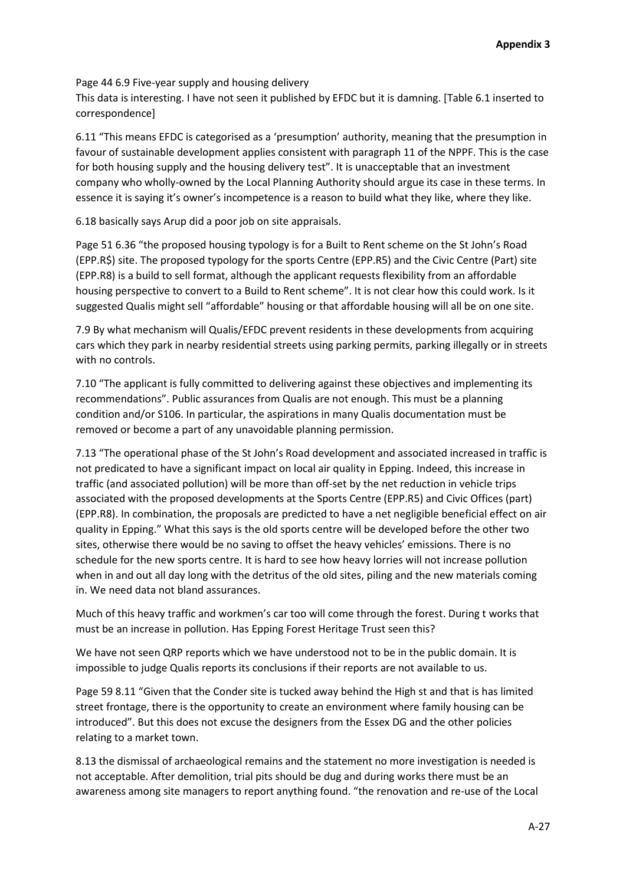**Appendix 3**

Page 44 6.9 Five-year supply and housing delivery

This data is interesting. I have not seen it published by EFDC but it is damning. [Table 6.1 inserted to correspondence]

6.11 "This means EFDC is categorised as a 'presumption' authority, meaning that the presumption in favour of sustainable development applies consistent with paragraph 11 of the NPPF. This is the case for both housing supply and the housing delivery test". It is unacceptable that an investment company who wholly-owned by the Local Planning Authority should argue its case in these terms. In essence it is saying it's owner's incompetence is a reason to build what they like, where they like.

6.18 basically says Arup did a poor job on site appraisals.

Page 51 6.36 "the proposed housing typology is for a Built to Rent scheme on the St John's Road (EPP.R$) site. The proposed typology for the sports Centre (EPP.R5) and the Civic Centre (Part) site (EPP.R8) is a build to sell format, although the applicant requests flexibility from an affordable housing perspective to convert to a Build to Rent scheme". It is not clear how this could work. Is it suggested Qualis might sell "affordable" housing or that affordable housing will all be on one site.

7.9 By what mechanism will Qualis/EFDC prevent residents in these developments from acquiring cars which they park in nearby residential streets using parking permits, parking illegally or in streets with no controls.

7.10 "The applicant is fully committed to delivering against these objectives and implementing its recommendations". Public assurances from Qualis are not enough. This must be a planning condition and/or S106. In particular, the aspirations in many Qualis documentation must be removed or become a part of any unavoidable planning permission.

7.13 "The operational phase of the St John's Road development and associated increased in traffic is not predicated to have a significant impact on local air quality in Epping. Indeed, this increase in traffic (and associated pollution) will be more than off-set by the net reduction in vehicle trips associated with the proposed developments at the Sports Centre (EPP.R5) and Civic Offices (part) (EPP.R8). In combination, the proposals are predicted to have a net negligible beneficial effect on air quality in Epping." What this says is the old sports centre will be developed before the other two sites, otherwise there would be no saving to offset the heavy vehicles' emissions. There is no schedule for the new sports centre. It is hard to see how heavy lorries will not increase pollution when in and out all day long with the detritus of the old sites, piling and the new materials coming in. We need data not bland assurances.

Much of this heavy traffic and workmen's car too will come through the forest. During t works that must be an increase in pollution. Has Epping Forest Heritage Trust seen this?

We have not seen QRP reports which we have understood not to be in the public domain. It is impossible to judge Qualis reports its conclusions if their reports are not available to us.

Page 59 8.11 "Given that the Conder site is tucked away behind the High st and that is has limited street frontage, there is the opportunity to create an environment where family housing can be introduced". But this does not excuse the designers from the Essex DG and the other policies relating to a market town.

8.13 the dismissal of archaeological remains and the statement no more investigation is needed is not acceptable. After demolition, trial pits should be dug and during works there must be an awareness among site managers to report anything found. "the renovation and re-use of the Local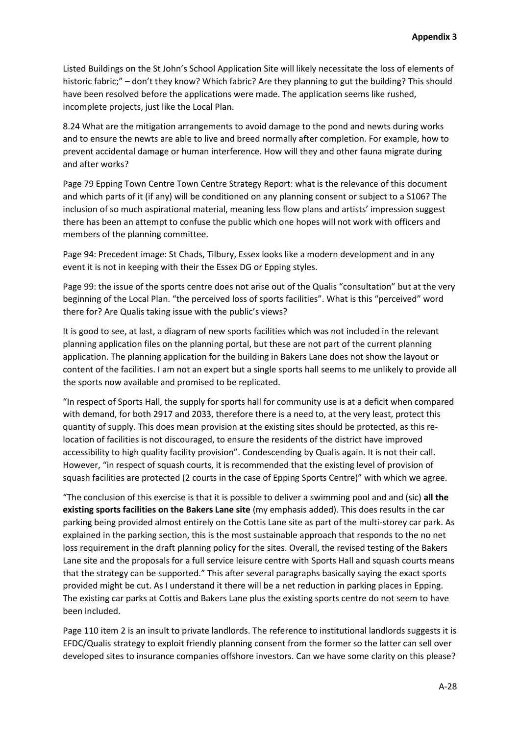Listed Buildings on the St John's School Application Site will likely necessitate the loss of elements of historic fabric;" – don't they know? Which fabric? Are they planning to gut the building? This should have been resolved before the applications were made. The application seems like rushed, incomplete projects, just like the Local Plan.

8.24 What are the mitigation arrangements to avoid damage to the pond and newts during works and to ensure the newts are able to live and breed normally after completion. For example, how to prevent accidental damage or human interference. How will they and other fauna migrate during and after works?

Page 79 Epping Town Centre Town Centre Strategy Report: what is the relevance of this document and which parts of it (if any) will be conditioned on any planning consent or subject to a S106? The inclusion of so much aspirational material, meaning less flow plans and artists' impression suggest there has been an attempt to confuse the public which one hopes will not work with officers and members of the planning committee.

Page 94: Precedent image: St Chads, Tilbury, Essex looks like a modern development and in any event it is not in keeping with their the Essex DG or Epping styles.

Page 99: the issue of the sports centre does not arise out of the Qualis "consultation" but at the very beginning of the Local Plan. "the perceived loss of sports facilities". What is this "perceived" word there for? Are Qualis taking issue with the public's views?

It is good to see, at last, a diagram of new sports facilities which was not included in the relevant planning application files on the planning portal, but these are not part of the current planning application. The planning application for the building in Bakers Lane does not show the layout or content of the facilities. I am not an expert but a single sports hall seems to me unlikely to provide all the sports now available and promised to be replicated.

"In respect of Sports Hall, the supply for sports hall for community use is at a deficit when compared with demand, for both 2917 and 2033, therefore there is a need to, at the very least, protect this quantity of supply. This does mean provision at the existing sites should be protected, as this re-location of facilities is not discouraged, to ensure the residents of the district have improved accessibility to high quality facility provision". Condescending by Qualis again. It is not their call. However, "in respect of squash courts, it is recommended that the existing level of provision of squash facilities are protected (2 courts in the case of Epping Sports Centre)" with which we agree.

"The conclusion of this exercise is that it is possible to deliver a swimming pool and and (sic) **all the existing sports facilities on the Bakers Lane site** (my emphasis added). This does results in the car parking being provided almost entirely on the Cottis Lane site as part of the multi-storey car park. As explained in the parking section, this is the most sustainable approach that responds to the no net loss requirement in the draft planning policy for the sites. Overall, the revised testing of the Bakers Lane site and the proposals for a full service leisure centre with Sports Hall and squash courts means that the strategy can be supported." This after several paragraphs basically saying the exact sports provided might be cut. As I understand it there will be a net reduction in parking places in Epping. The existing car parks at Cottis and Bakers Lane plus the existing sports centre do not seem to have been included.

Page 110 item 2 is an insult to private landlords. The reference to institutional landlords suggests it is EFDC/Qualis strategy to exploit friendly planning consent from the former so the latter can sell over developed sites to insurance companies offshore investors. Can we have some clarity on this please?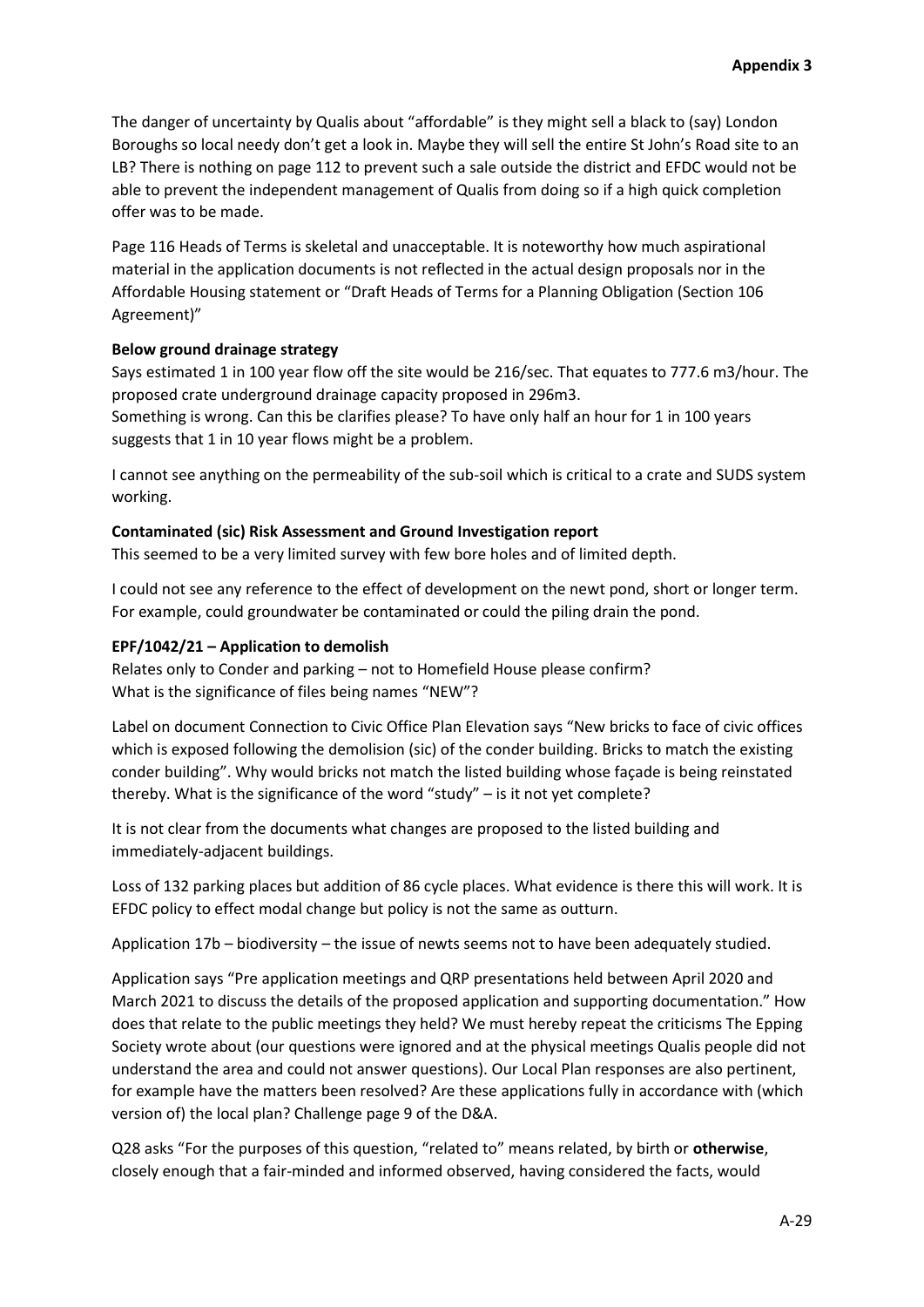The danger of uncertainty by Qualis about "affordable" is they might sell a black to (say) London Boroughs so local needy don't get a look in. Maybe they will sell the entire St John's Road site to an LB? There is nothing on page 112 to prevent such a sale outside the district and EFDC would not be able to prevent the independent management of Qualis from doing so if a high quick completion offer was to be made.

Page 116 Heads of Terms is skeletal and unacceptable. It is noteworthy how much aspirational material in the application documents is not reflected in the actual design proposals nor in the Affordable Housing statement or "Draft Heads of Terms for a Planning Obligation (Section 106 Agreement)"

**Below ground drainage strategy**

Says estimated 1 in 100 year flow off the site would be 216/sec. That equates to 777.6 m3/hour. The proposed crate underground drainage capacity proposed in 296m3.
Something is wrong. Can this be clarifies please? To have only half an hour for 1 in 100 years suggests that 1 in 10 year flows might be a problem.

I cannot see anything on the permeability of the sub-soil which is critical to a crate and SUDS system working.

**Contaminated (sic) Risk Assessment and Ground Investigation report**

This seemed to be a very limited survey with few bore holes and of limited depth.

I could not see any reference to the effect of development on the newt pond, short or longer term. For example, could groundwater be contaminated or could the piling drain the pond.

**EPF/1042/21 – Application to demolish**

Relates only to Conder and parking – not to Homefield House please confirm?
What is the significance of files being names "NEW"?

Label on document Connection to Civic Office Plan Elevation says "New bricks to face of civic offices which is exposed following the demolision (sic) of the conder building. Bricks to match the existing conder building". Why would bricks not match the listed building whose façade is being reinstated thereby. What is the significance of the word "study" – is it not yet complete?

It is not clear from the documents what changes are proposed to the listed building and immediately-adjacent buildings.

Loss of 132 parking places but addition of 86 cycle places. What evidence is there this will work. It is EFDC policy to effect modal change but policy is not the same as outturn.

Application 17b – biodiversity – the issue of newts seems not to have been adequately studied.

Application says "Pre application meetings and QRP presentations held between April 2020 and March 2021 to discuss the details of the proposed application and supporting documentation." How does that relate to the public meetings they held? We must hereby repeat the criticisms The Epping Society wrote about (our questions were ignored and at the physical meetings Qualis people did not understand the area and could not answer questions). Our Local Plan responses are also pertinent, for example have the matters been resolved? Are these applications fully in accordance with (which version of) the local plan? Challenge page 9 of the D&A.

Q28 asks "For the purposes of this question, "related to" means related, by birth or **otherwise**, closely enough that a fair-minded and informed observed, having considered the facts, would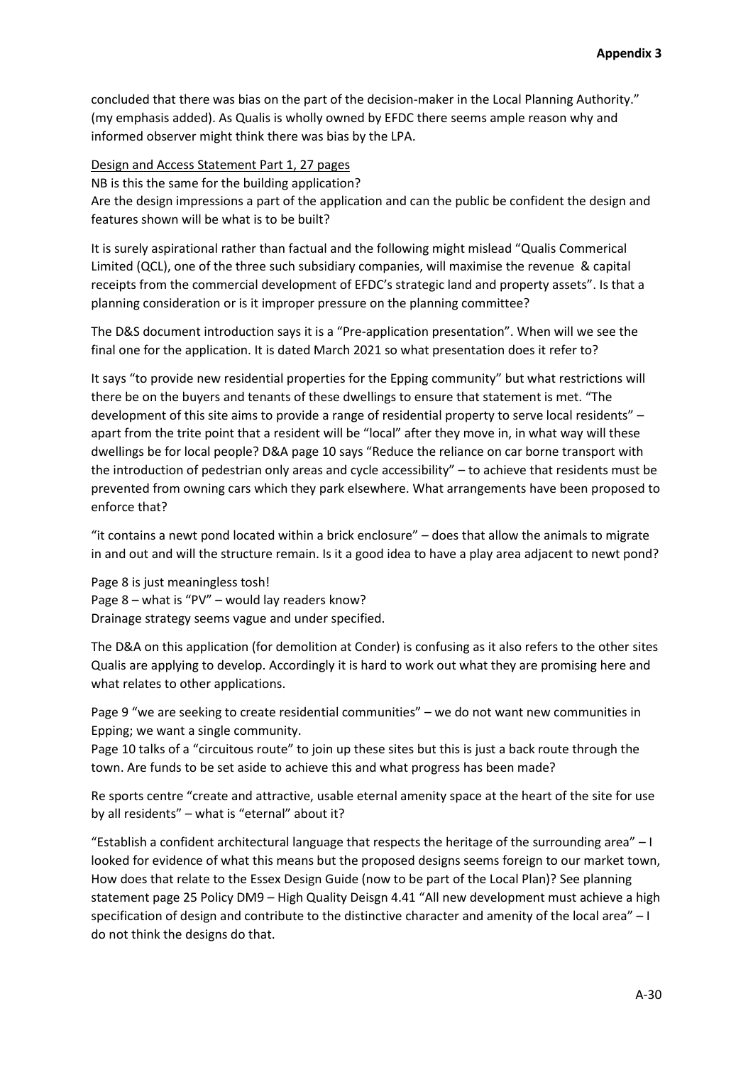concluded that there was bias on the part of the decision-maker in the Local Planning Authority." (my emphasis added). As Qualis is wholly owned by EFDC there seems ample reason why and informed observer might think there was bias by the LPA.

Design and Access Statement Part 1, 27 pages

NB is this the same for the building application?

Are the design impressions a part of the application and can the public be confident the design and features shown will be what is to be built?

It is surely aspirational rather than factual and the following might mislead "Qualis Commerical Limited (QCL), one of the three such subsidiary companies, will maximise the revenue & capital receipts from the commercial development of EFDC's strategic land and property assets". Is that a planning consideration or is it improper pressure on the planning committee?

The D&S document introduction says it is a "Pre-application presentation". When will we see the final one for the application. It is dated March 2021 so what presentation does it refer to?

It says "to provide new residential properties for the Epping community" but what restrictions will there be on the buyers and tenants of these dwellings to ensure that statement is met. "The development of this site aims to provide a range of residential property to serve local residents" – apart from the trite point that a resident will be "local" after they move in, in what way will these dwellings be for local people? D&A page 10 says "Reduce the reliance on car borne transport with the introduction of pedestrian only areas and cycle accessibility" – to achieve that residents must be prevented from owning cars which they park elsewhere. What arrangements have been proposed to enforce that?

"it contains a newt pond located within a brick enclosure" – does that allow the animals to migrate in and out and will the structure remain. Is it a good idea to have a play area adjacent to newt pond?

Page 8 is just meaningless tosh!

Page 8 – what is "PV" – would lay readers know?

Drainage strategy seems vague and under specified.

The D&A on this application (for demolition at Conder) is confusing as it also refers to the other sites Qualis are applying to develop. Accordingly it is hard to work out what they are promising here and what relates to other applications.

Page 9 "we are seeking to create residential communities" – we do not want new communities in Epping; we want a single community.

Page 10 talks of a "circuitous route" to join up these sites but this is just a back route through the town. Are funds to be set aside to achieve this and what progress has been made?

Re sports centre "create and attractive, usable eternal amenity space at the heart of the site for use by all residents" – what is "eternal" about it?

"Establish a confident architectural language that respects the heritage of the surrounding area" – I looked for evidence of what this means but the proposed designs seems foreign to our market town, How does that relate to the Essex Design Guide (now to be part of the Local Plan)? See planning statement page 25 Policy DM9 – High Quality Deisgn 4.41 "All new development must achieve a high specification of design and contribute to the distinctive character and amenity of the local area" – I do not think the designs do that.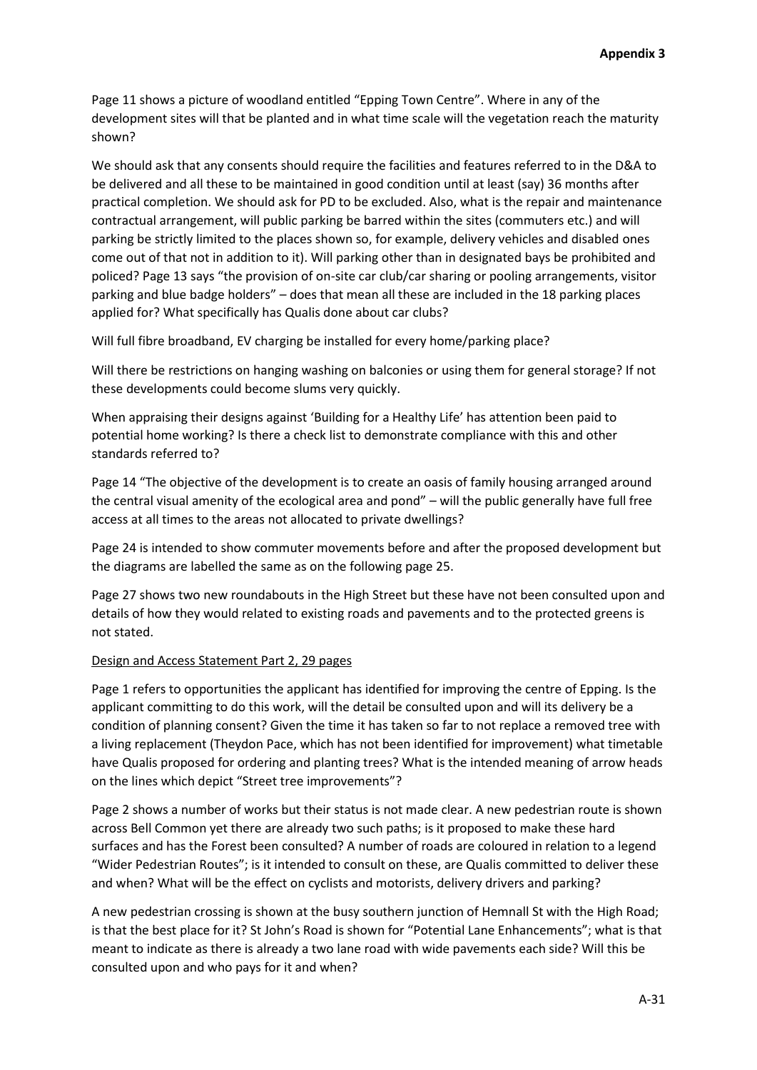Page 11 shows a picture of woodland entitled "Epping Town Centre". Where in any of the development sites will that be planted and in what time scale will the vegetation reach the maturity shown?

We should ask that any consents should require the facilities and features referred to in the D&A to be delivered and all these to be maintained in good condition until at least (say) 36 months after practical completion. We should ask for PD to be excluded. Also, what is the repair and maintenance contractual arrangement, will public parking be barred within the sites (commuters etc.) and will parking be strictly limited to the places shown so, for example, delivery vehicles and disabled ones come out of that not in addition to it). Will parking other than in designated bays be prohibited and policed? Page 13 says "the provision of on-site car club/car sharing or pooling arrangements, visitor parking and blue badge holders" – does that mean all these are included in the 18 parking places applied for? What specifically has Qualis done about car clubs?

Will full fibre broadband, EV charging be installed for every home/parking place?

Will there be restrictions on hanging washing on balconies or using them for general storage? If not these developments could become slums very quickly.

When appraising their designs against 'Building for a Healthy Life' has attention been paid to potential home working? Is there a check list to demonstrate compliance with this and other standards referred to?

Page 14 "The objective of the development is to create an oasis of family housing arranged around the central visual amenity of the ecological area and pond" – will the public generally have full free access at all times to the areas not allocated to private dwellings?

Page 24 is intended to show commuter movements before and after the proposed development but the diagrams are labelled the same as on the following page 25.

Page 27 shows two new roundabouts in the High Street but these have not been consulted upon and details of how they would related to existing roads and pavements and to the protected greens is not stated.

Design and Access Statement Part 2, 29 pages

Page 1 refers to opportunities the applicant has identified for improving the centre of Epping. Is the applicant committing to do this work, will the detail be consulted upon and will its delivery be a condition of planning consent? Given the time it has taken so far to not replace a removed tree with a living replacement (Theydon Pace, which has not been identified for improvement) what timetable have Qualis proposed for ordering and planting trees? What is the intended meaning of arrow heads on the lines which depict "Street tree improvements"?

Page 2 shows a number of works but their status is not made clear. A new pedestrian route is shown across Bell Common yet there are already two such paths; is it proposed to make these hard surfaces and has the Forest been consulted? A number of roads are coloured in relation to a legend "Wider Pedestrian Routes"; is it intended to consult on these, are Qualis committed to deliver these and when? What will be the effect on cyclists and motorists, delivery drivers and parking?

A new pedestrian crossing is shown at the busy southern junction of Hemnall St with the High Road; is that the best place for it? St John's Road is shown for "Potential Lane Enhancements"; what is that meant to indicate as there is already a two lane road with wide pavements each side? Will this be consulted upon and who pays for it and when?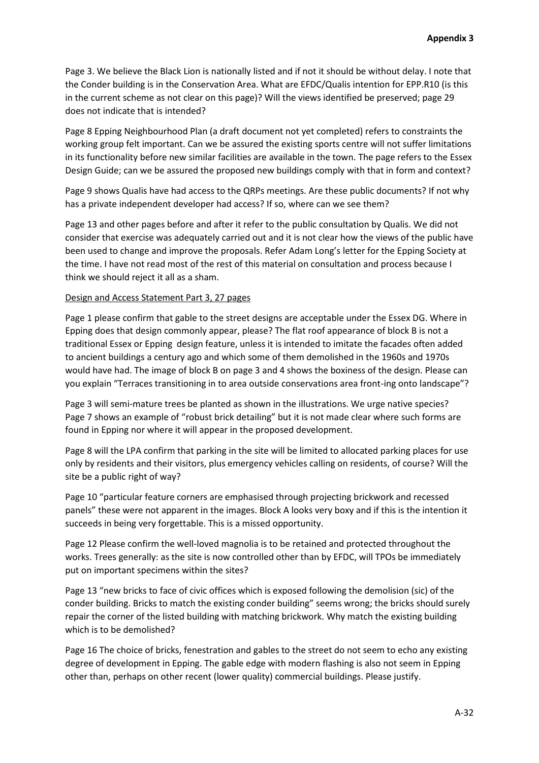**Appendix 3**

Page 3. We believe the Black Lion is nationally listed and if not it should be without delay. I note that the Conder building is in the Conservation Area. What are EFDC/Qualis intention for EPP.R10 (is this in the current scheme as not clear on this page)? Will the views identified be preserved; page 29 does not indicate that is intended?

Page 8 Epping Neighbourhood Plan (a draft document not yet completed) refers to constraints the working group felt important. Can we be assured the existing sports centre will not suffer limitations in its functionality before new similar facilities are available in the town. The page refers to the Essex Design Guide; can we be assured the proposed new buildings comply with that in form and context?

Page 9 shows Qualis have had access to the QRPs meetings. Are these public documents? If not why has a private independent developer had access? If so, where can we see them?

Page 13 and other pages before and after it refer to the public consultation by Qualis. We did not consider that exercise was adequately carried out and it is not clear how the views of the public have been used to change and improve the proposals. Refer Adam Long's letter for the Epping Society at the time. I have not read most of the rest of this material on consultation and process because I think we should reject it all as a sham.

<u>Design and Access Statement Part 3, 27 pages</u>

Page 1 please confirm that gable to the street designs are acceptable under the Essex DG. Where in Epping does that design commonly appear, please? The flat roof appearance of block B is not a traditional Essex or Epping design feature, unless it is intended to imitate the facades often added to ancient buildings a century ago and which some of them demolished in the 1960s and 1970s would have had. The image of block B on page 3 and 4 shows the boxiness of the design. Please can you explain "Terraces transitioning in to area outside conservations area front-ing onto landscape"?

Page 3 will semi-mature trees be planted as shown in the illustrations. We urge native species? Page 7 shows an example of "robust brick detailing" but it is not made clear where such forms are found in Epping nor where it will appear in the proposed development.

Page 8 will the LPA confirm that parking in the site will be limited to allocated parking places for use only by residents and their visitors, plus emergency vehicles calling on residents, of course? Will the site be a public right of way?

Page 10 "particular feature corners are emphasised through projecting brickwork and recessed panels" these were not apparent in the images. Block A looks very boxy and if this is the intention it succeeds in being very forgettable. This is a missed opportunity.

Page 12 Please confirm the well-loved magnolia is to be retained and protected throughout the works. Trees generally: as the site is now controlled other than by EFDC, will TPOs be immediately put on important specimens within the sites?

Page 13 "new bricks to face of civic offices which is exposed following the demolision (sic) of the conder building. Bricks to match the existing conder building" seems wrong; the bricks should surely repair the corner of the listed building with matching brickwork. Why match the existing building which is to be demolished?

Page 16 The choice of bricks, fenestration and gables to the street do not seem to echo any existing degree of development in Epping. The gable edge with modern flashing is also not seem in Epping other than, perhaps on other recent (lower quality) commercial buildings. Please justify.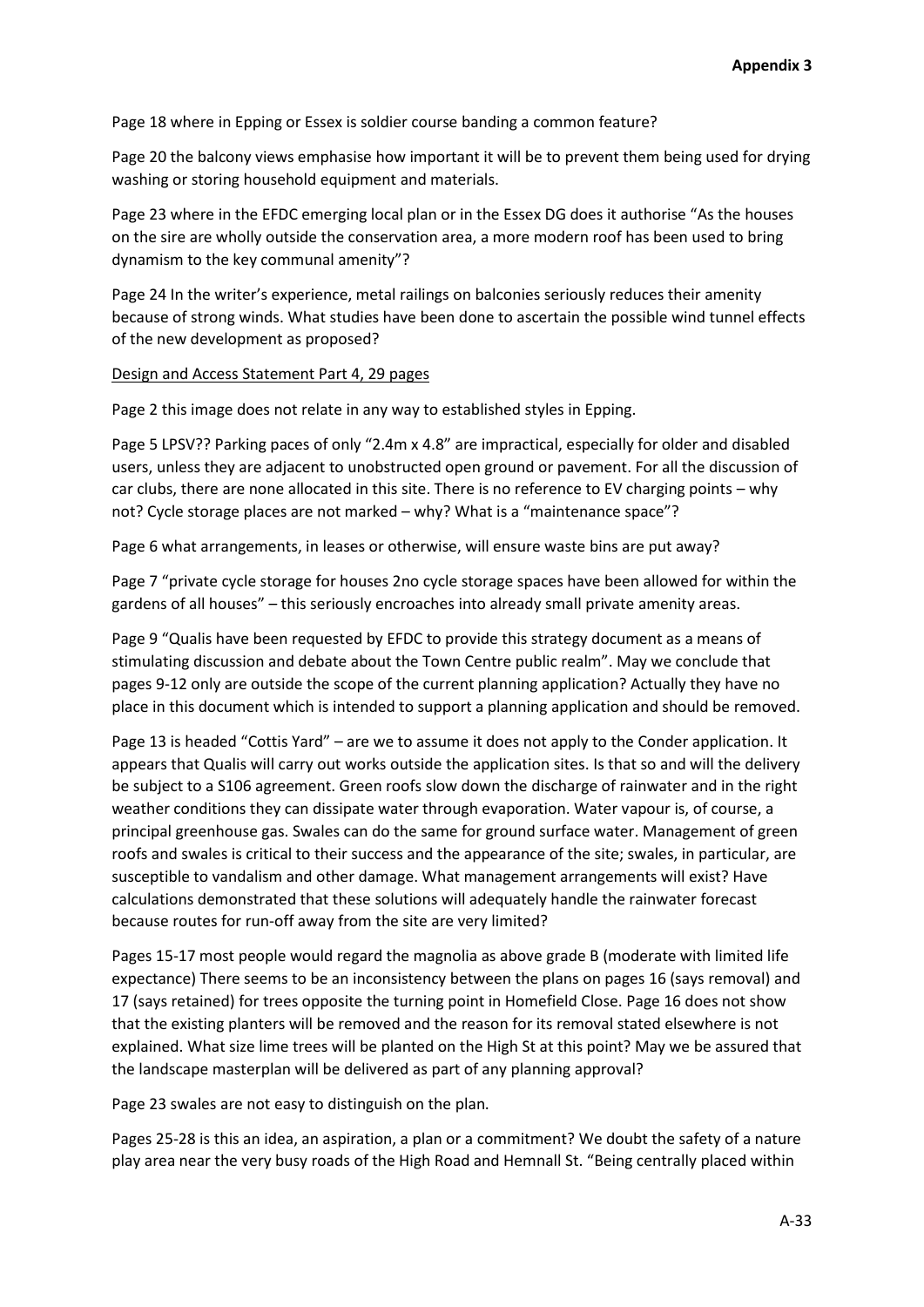Page 18 where in Epping or Essex is soldier course banding a common feature?

Page 20 the balcony views emphasise how important it will be to prevent them being used for drying washing or storing household equipment and materials.

Page 23 where in the EFDC emerging local plan or in the Essex DG does it authorise "As the houses on the sire are wholly outside the conservation area, a more modern roof has been used to bring dynamism to the key communal amenity"?

Page 24 In the writer's experience, metal railings on balconies seriously reduces their amenity because of strong winds. What studies have been done to ascertain the possible wind tunnel effects of the new development as proposed?

<u>Design and Access Statement Part 4, 29 pages</u>

Page 2 this image does not relate in any way to established styles in Epping.

Page 5 LPSV?? Parking paces of only "2.4m x 4.8" are impractical, especially for older and disabled users, unless they are adjacent to unobstructed open ground or pavement. For all the discussion of car clubs, there are none allocated in this site. There is no reference to EV charging points – why not? Cycle storage places are not marked – why? What is a "maintenance space"?

Page 6 what arrangements, in leases or otherwise, will ensure waste bins are put away?

Page 7 "private cycle storage for houses 2no cycle storage spaces have been allowed for within the gardens of all houses" – this seriously encroaches into already small private amenity areas.

Page 9 "Qualis have been requested by EFDC to provide this strategy document as a means of stimulating discussion and debate about the Town Centre public realm". May we conclude that pages 9-12 only are outside the scope of the current planning application? Actually they have no place in this document which is intended to support a planning application and should be removed.

Page 13 is headed "Cottis Yard" – are we to assume it does not apply to the Conder application. It appears that Qualis will carry out works outside the application sites. Is that so and will the delivery be subject to a S106 agreement. Green roofs slow down the discharge of rainwater and in the right weather conditions they can dissipate water through evaporation. Water vapour is, of course, a principal greenhouse gas. Swales can do the same for ground surface water. Management of green roofs and swales is critical to their success and the appearance of the site; swales, in particular, are susceptible to vandalism and other damage. What management arrangements will exist? Have calculations demonstrated that these solutions will adequately handle the rainwater forecast because routes for run-off away from the site are very limited?

Pages 15-17 most people would regard the magnolia as above grade B (moderate with limited life expectance) There seems to be an inconsistency between the plans on pages 16 (says removal) and 17 (says retained) for trees opposite the turning point in Homefield Close. Page 16 does not show that the existing planters will be removed and the reason for its removal stated elsewhere is not explained. What size lime trees will be planted on the High St at this point? May we be assured that the landscape masterplan will be delivered as part of any planning approval?

Page 23 swales are not easy to distinguish on the plan.

Pages 25-28 is this an idea, an aspiration, a plan or a commitment? We doubt the safety of a nature play area near the very busy roads of the High Road and Hemnall St. "Being centrally placed within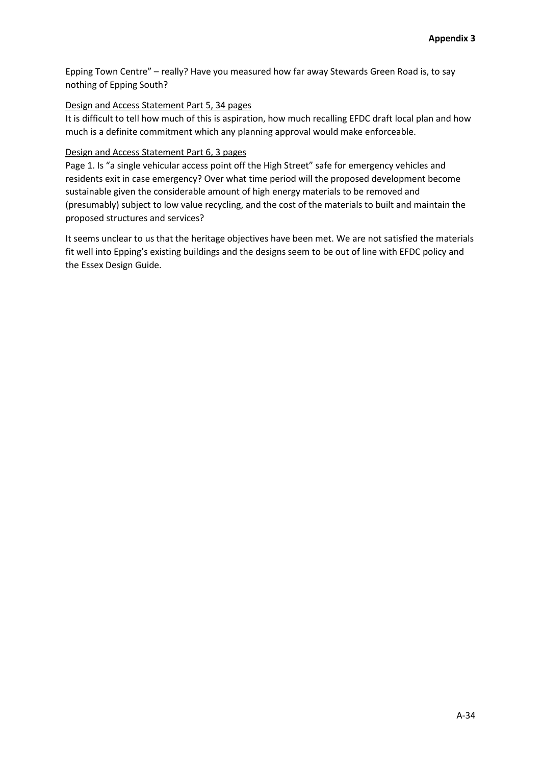Epping Town Centre" – really? Have you measured how far away Stewards Green Road is, to say nothing of Epping South?

Design and Access Statement Part 5, 34 pages

It is difficult to tell how much of this is aspiration, how much recalling EFDC draft local plan and how much is a definite commitment which any planning approval would make enforceable.

Design and Access Statement Part 6, 3 pages

Page 1. Is "a single vehicular access point off the High Street" safe for emergency vehicles and residents exit in case emergency? Over what time period will the proposed development become sustainable given the considerable amount of high energy materials to be removed and (presumably) subject to low value recycling, and the cost of the materials to built and maintain the proposed structures and services?

It seems unclear to us that the heritage objectives have been met. We are not satisfied the materials fit well into Epping's existing buildings and the designs seem to be out of line with EFDC policy and the Essex Design Guide.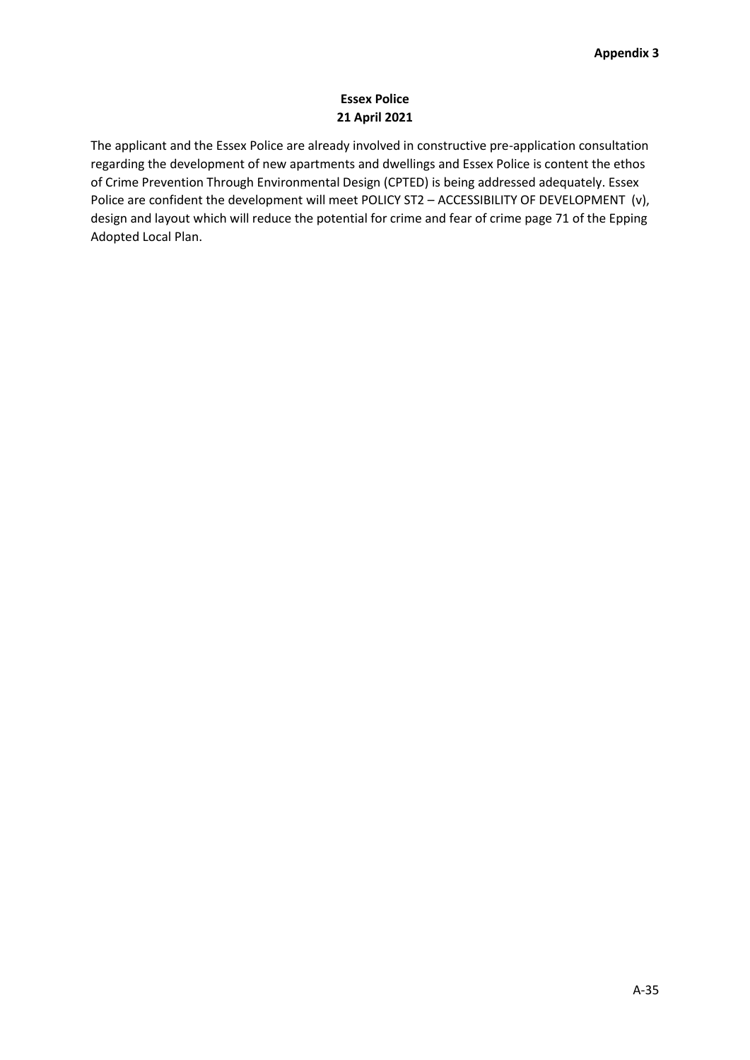**Appendix 3**

**Essex Police**
**21 April 2021**

The applicant and the Essex Police are already involved in constructive pre-application consultation regarding the development of new apartments and dwellings and Essex Police is content the ethos of Crime Prevention Through Environmental Design (CPTED) is being addressed adequately. Essex Police are confident the development will meet POLICY ST2 – ACCESSIBILITY OF DEVELOPMENT (v), design and layout which will reduce the potential for crime and fear of crime page 71 of the Epping Adopted Local Plan.